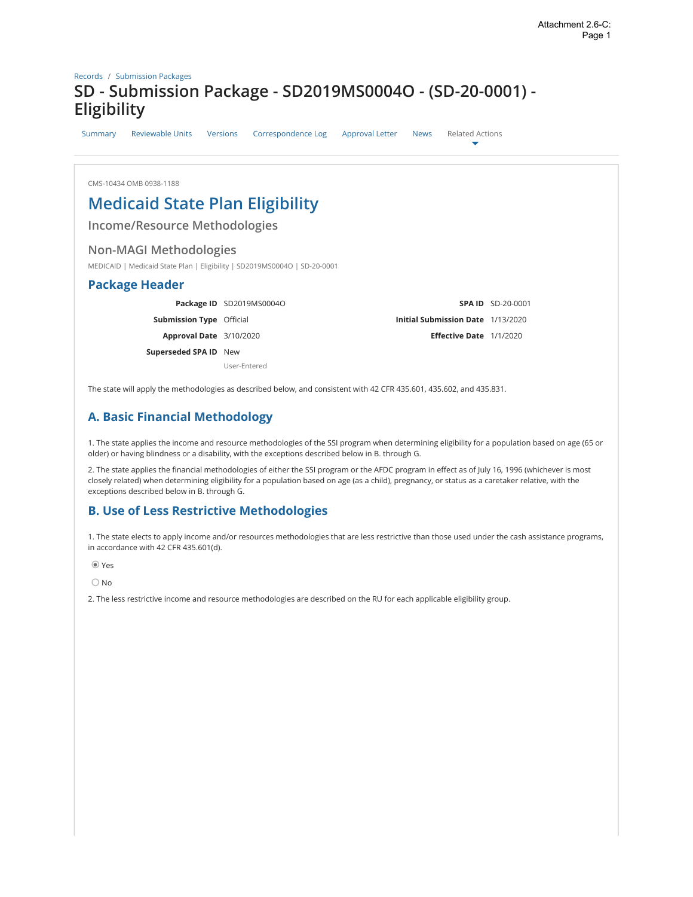Attachment 2.6-C:

Records / Submission Packages

# SD - Submission Package - SD2019MS0004O - (SD-20-0001) - Eligibility

Summary  Reviewable Units  Versions  Correspondence Log  Approval Letter  News  Related Actions

CMS-10434 OMB 0938-1188

## Medicaid State Plan Eligibility

### Income/Resource Methodologies

### Non-MAGI Methodologies

MEDICAID | Medicaid State Plan | Eligibility | SD2019MS0004O | SD-20-0001

## Package Header

| | | | |
|---|---|---|---|
| **Package ID** | SD2019MS0004O | **SPA ID** | SD-20-0001 |
| **Submission Type** | Official | **Initial Submission Date** | 1/13/2020 |
| **Approval Date** | 3/10/2020 | **Effective Date** | 1/1/2020 |
| **Superseded SPA ID** | New<br>User-Entered | | |

The state will apply the methodologies as described below, and consistent with 42 CFR 435.601, 435.602, and 435.831.

## A. Basic Financial Methodology

1. The state applies the income and resource methodologies of the SSI program when determining eligibility for a population based on age (65 or older) or having blindness or a disability, with the exceptions described below in B. through G.

2. The state applies the financial methodologies of either the SSI program or the AFDC program in effect as of July 16, 1996 (whichever is most closely related) when determining eligibility for a population based on age (as a child), pregnancy, or status as a caretaker relative, with the exceptions described below in B. through G.

## B. Use of Less Restrictive Methodologies

1. The state elects to apply income and/or resources methodologies that are less restrictive than those used under the cash assistance programs, in accordance with 42 CFR 435.601(d).

◉ Yes

○ No

2. The less restrictive income and resource methodologies are described on the RU for each applicable eligibility group.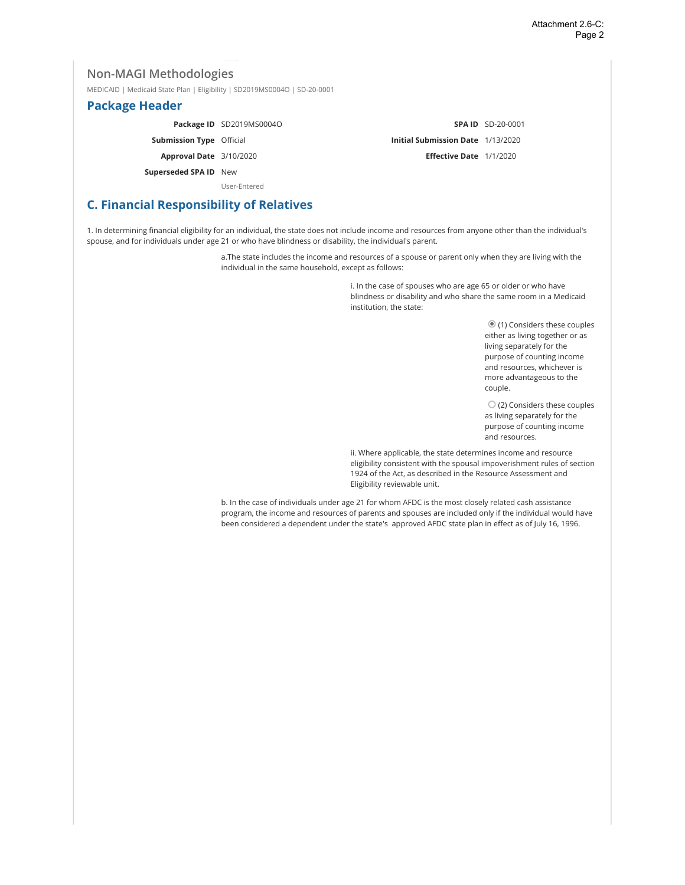## Non-MAGI Methodologies

MEDICAID | Medicaid State Plan | Eligibility | SD2019MS0004O | SD-20-0001

### Package Header

| | | | |
|---|---|---|---|
| **Package ID** | SD2019MS0004O | **SPA ID** | SD-20-0001 |
| **Submission Type** | Official | **Initial Submission Date** | 1/13/2020 |
| **Approval Date** | 3/10/2020 | **Effective Date** | 1/1/2020 |
| **Superseded SPA ID** | New<br>User-Entered | | |

### C. Financial Responsibility of Relatives

1. In determining financial eligibility for an individual, the state does not include income and resources from anyone other than the individual's spouse, and for individuals under age 21 or who have blindness or disability, the individual's parent.

   a. The state includes the income and resources of a spouse or parent only when they are living with the individual in the same household, except as follows:

      i. In the case of spouses who are age 65 or older or who have blindness or disability and who share the same room in a Medicaid institution, the state:

         ◉ (1) Considers these couples either as living together or as living separately for the purpose of counting income and resources, whichever is more advantageous to the couple.

         ○ (2) Considers these couples as living separately for the purpose of counting income and resources.

      ii. Where applicable, the state determines income and resource eligibility consistent with the spousal impoverishment rules of section 1924 of the Act, as described in the Resource Assessment and Eligibility reviewable unit.

   b. In the case of individuals under age 21 for whom AFDC is the most closely related cash assistance program, the income and resources of parents and spouses are included only if the individual would have been considered a dependent under the state's approved AFDC state plan in effect as of July 16, 1996.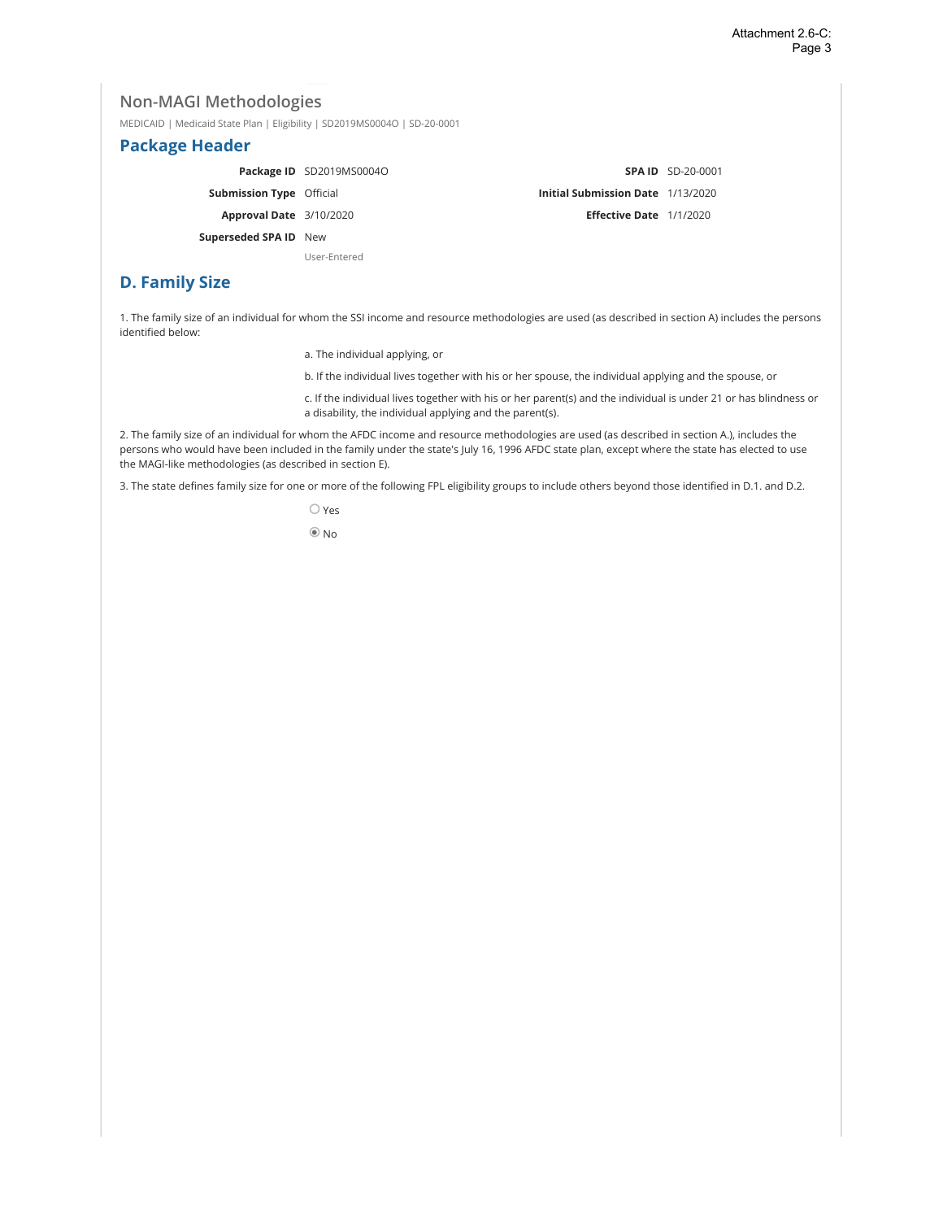# Non-MAGI Methodologies

MEDICAID | Medicaid State Plan | Eligibility | SD2019MS0004O | SD-20-0001

## Package Header

| | | | |
|---|---|---|---|
| **Package ID** | SD2019MS0004O | **SPA ID** | SD-20-0001 |
| **Submission Type** | Official | **Initial Submission Date** | 1/13/2020 |
| **Approval Date** | 3/10/2020 | **Effective Date** | 1/1/2020 |
| **Superseded SPA ID** | New<br>User-Entered | | |

## D. Family Size

1. The family size of an individual for whom the SSI income and resource methodologies are used (as described in section A) includes the persons identified below:

   a. The individual applying, or

   b. If the individual lives together with his or her spouse, the individual applying and the spouse, or

   c. If the individual lives together with his or her parent(s) and the individual is under 21 or has blindness or a disability, the individual applying and the parent(s).

2. The family size of an individual for whom the AFDC income and resource methodologies are used (as described in section A.), includes the persons who would have been included in the family under the state's July 16, 1996 AFDC state plan, except where the state has elected to use the MAGI-like methodologies (as described in section E).

3. The state defines family size for one or more of the following FPL eligibility groups to include others beyond those identified in D.1. and D.2.

   ○ Yes

   ◉ No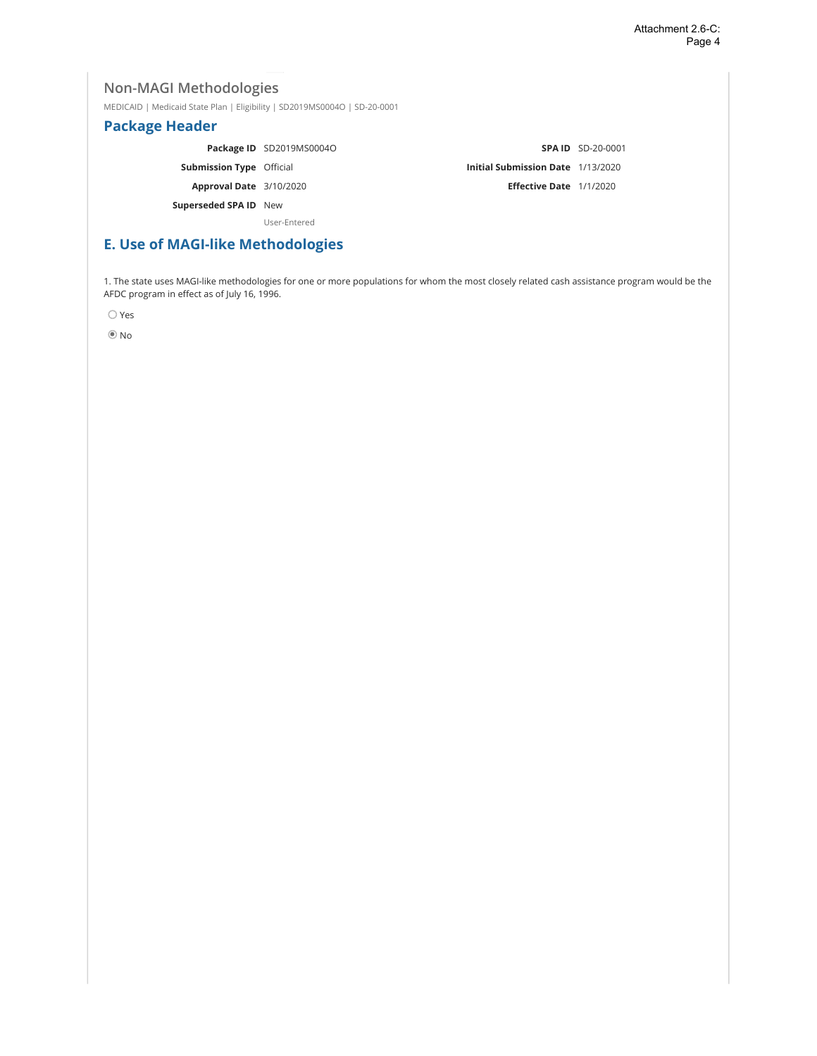## Non-MAGI Methodologies

MEDICAID | Medicaid State Plan | Eligibility | SD2019MS0004O | SD-20-0001

### Package Header

| | | | |
|---|---|---|---|
| **Package ID** | SD2019MS0004O | **SPA ID** | SD-20-0001 |
| **Submission Type** | Official | **Initial Submission Date** | 1/13/2020 |
| **Approval Date** | 3/10/2020 | **Effective Date** | 1/1/2020 |
| **Superseded SPA ID** | New<br>User-Entered | | |

### E. Use of MAGI-like Methodologies

1. The state uses MAGI-like methodologies for one or more populations for whom the most closely related cash assistance program would be the AFDC program in effect as of July 16, 1996.

○ Yes

◉ No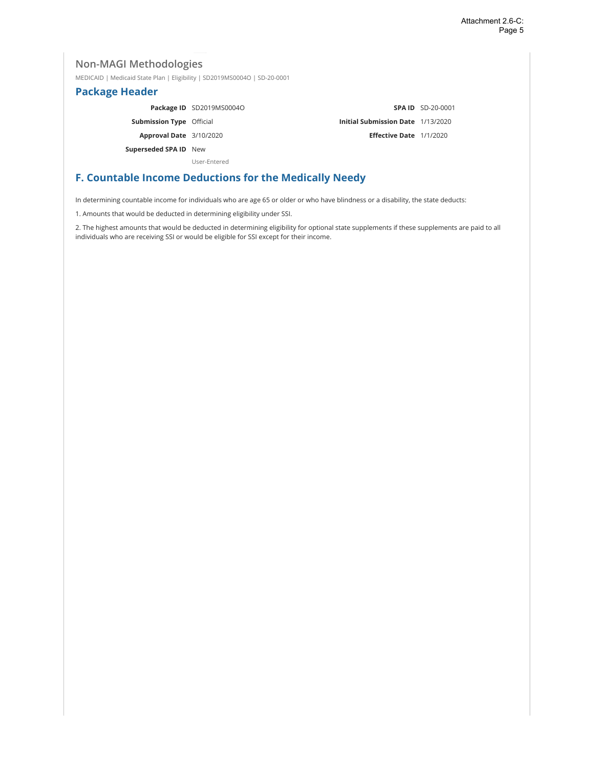## Non-MAGI Methodologies

MEDICAID | Medicaid State Plan | Eligibility | SD2019MS0004O | SD-20-0001

### Package Header

| | | | |
|---|---|---|---|
| **Package ID** | SD2019MS0004O | **SPA ID** | SD-20-0001 |
| **Submission Type** | Official | **Initial Submission Date** | 1/13/2020 |
| **Approval Date** | 3/10/2020 | **Effective Date** | 1/1/2020 |
| **Superseded SPA ID** | New<br>User-Entered | | |

### F. Countable Income Deductions for the Medically Needy

In determining countable income for individuals who are age 65 or older or who have blindness or a disability, the state deducts:

1. Amounts that would be deducted in determining eligibility under SSI.

2. The highest amounts that would be deducted in determining eligibility for optional state supplements if these supplements are paid to all individuals who are receiving SSI or would be eligible for SSI except for their income.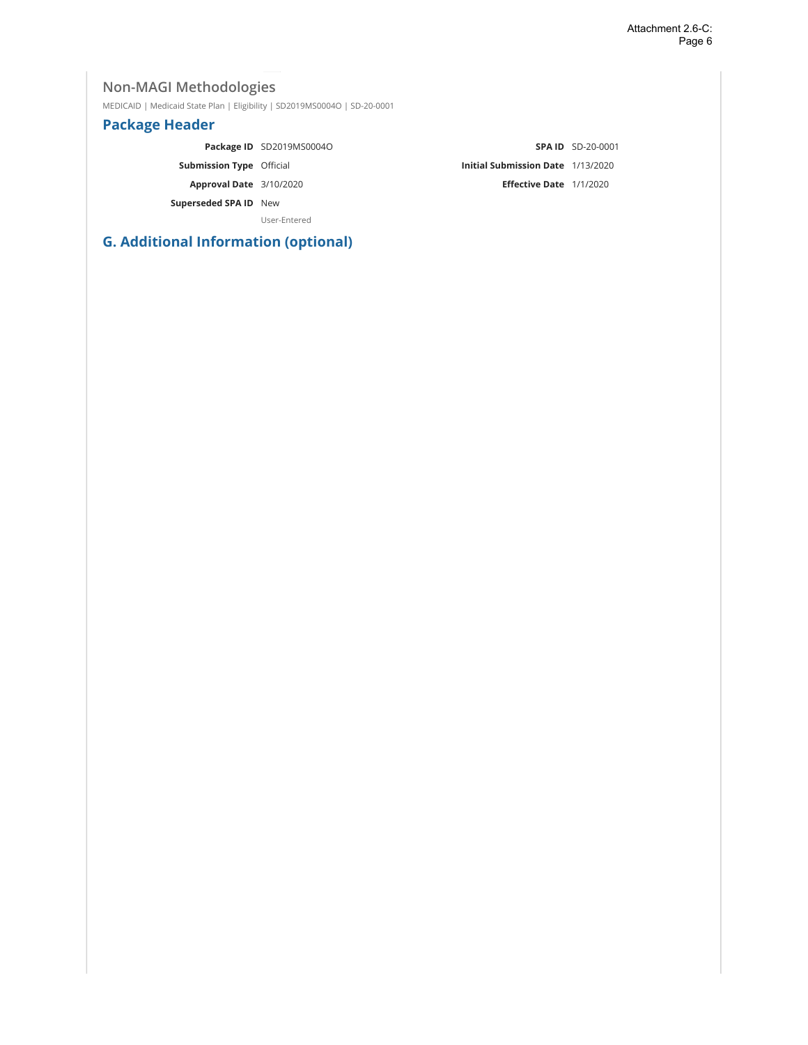## Non-MAGI Methodologies

MEDICAID | Medicaid State Plan | Eligibility | SD2019MS0004O | SD-20-0001

### Package Header

| | | | |
|---|---|---|---|
| **Package ID** | SD2019MS0004O | **SPA ID** | SD-20-0001 |
| **Submission Type** | Official | **Initial Submission Date** | 1/13/2020 |
| **Approval Date** | 3/10/2020 | **Effective Date** | 1/1/2020 |
| **Superseded SPA ID** | New<br>User-Entered | | |

### G. Additional Information (optional)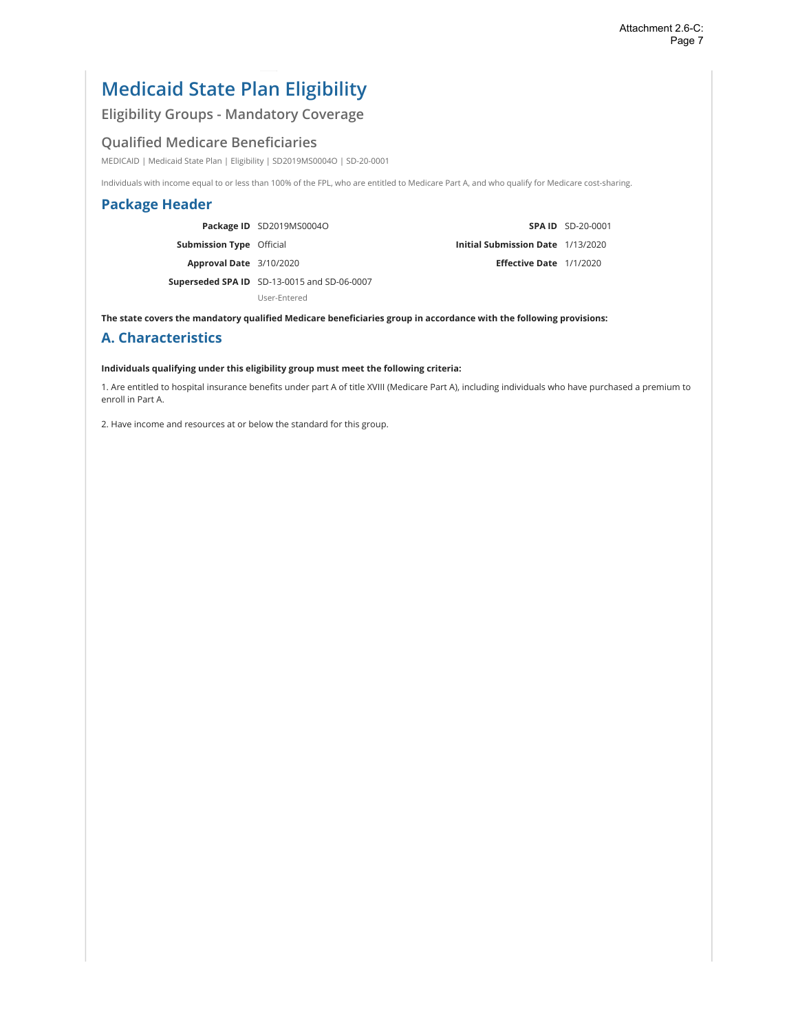# Medicaid State Plan Eligibility

## Eligibility Groups - Mandatory Coverage

### Qualified Medicare Beneficiaries

MEDICAID | Medicaid State Plan | Eligibility | SD2019MS0004O | SD-20-0001

Individuals with income equal to or less than 100% of the FPL, who are entitled to Medicare Part A, and who qualify for Medicare cost-sharing.

## Package Header

| | | | |
|---|---|---|---|
| **Package ID** | SD2019MS0004O | **SPA ID** | SD-20-0001 |
| **Submission Type** | Official | **Initial Submission Date** | 1/13/2020 |
| **Approval Date** | 3/10/2020 | **Effective Date** | 1/1/2020 |
| **Superseded SPA ID** | SD-13-0015 and SD-06-0007<br>User-Entered | | |

**The state covers the mandatory qualified Medicare beneficiaries group in accordance with the following provisions:**

## A. Characteristics

**Individuals qualifying under this eligibility group must meet the following criteria:**

1. Are entitled to hospital insurance benefits under part A of title XVIII (Medicare Part A), including individuals who have purchased a premium to enroll in Part A.

2. Have income and resources at or below the standard for this group.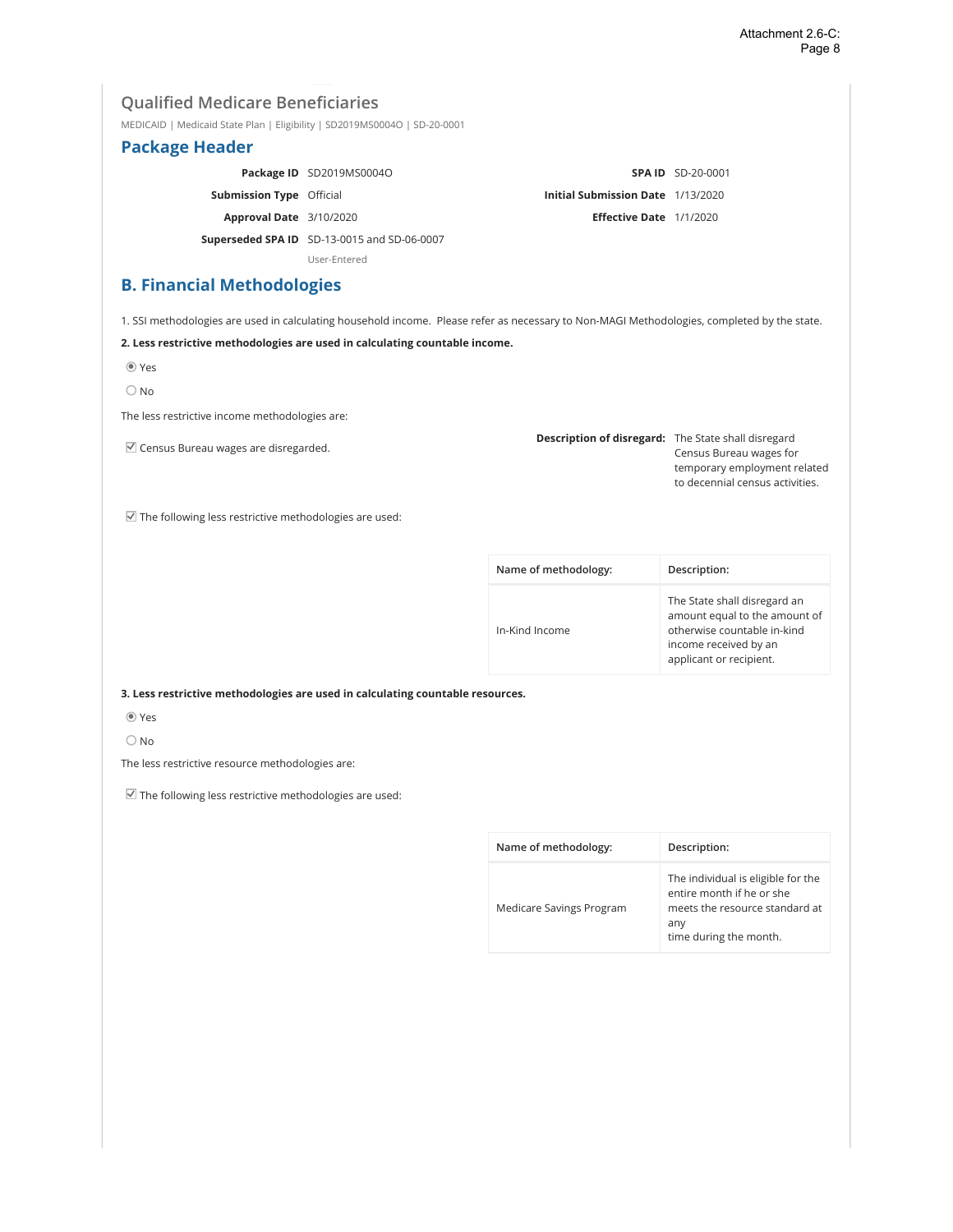## Qualified Medicare Beneficiaries

MEDICAID | Medicaid State Plan | Eligibility | SD2019MS0004O | SD-20-0001

### Package Header

| | | | |
|---|---|---|---|
| **Package ID** | SD2019MS0004O | **SPA ID** | SD-20-0001 |
| **Submission Type** | Official | **Initial Submission Date** | 1/13/2020 |
| **Approval Date** | 3/10/2020 | **Effective Date** | 1/1/2020 |
| **Superseded SPA ID** | SD-13-0015 and SD-06-0007<br>User-Entered | | |

### B. Financial Methodologies

1. SSI methodologies are used in calculating household income. Please refer as necessary to Non-MAGI Methodologies, completed by the state.

**2. Less restrictive methodologies are used in calculating countable income.**

◉ Yes

○ No

The less restrictive income methodologies are:

☑ Census Bureau wages are disregarded.

**Description of disregard:** The State shall disregard Census Bureau wages for temporary employment related to decennial census activities.

☑ The following less restrictive methodologies are used:

| Name of methodology: | Description: |
|---|---|
| In-Kind Income | The State shall disregard an amount equal to the amount of otherwise countable in-kind income received by an applicant or recipient. |

**3. Less restrictive methodologies are used in calculating countable resources.**

◉ Yes

○ No

The less restrictive resource methodologies are:

☑ The following less restrictive methodologies are used:

| Name of methodology: | Description: |
|---|---|
| Medicare Savings Program | The individual is eligible for the entire month if he or she meets the resource standard at any time during the month. |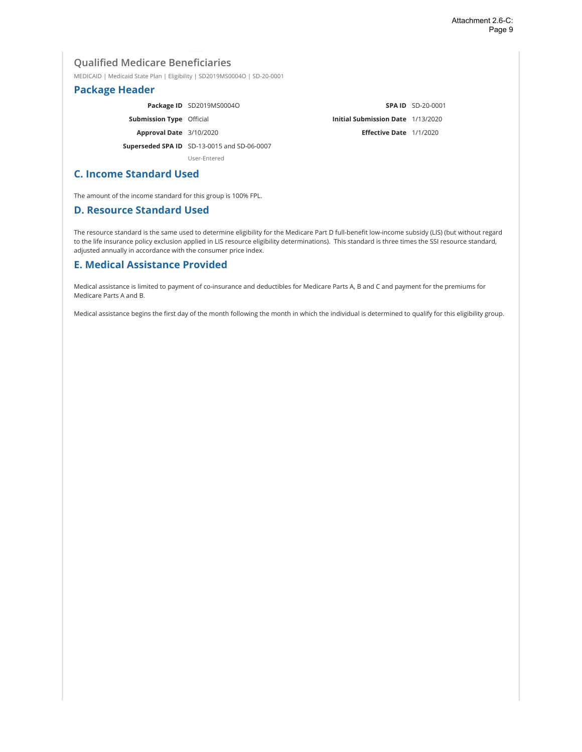## Qualified Medicare Beneficiaries

MEDICAID | Medicaid State Plan | Eligibility | SD2019MS0004O | SD-20-0001

### Package Header

| | | | |
|---|---|---|---|
| **Package ID** | SD2019MS0004O | **SPA ID** | SD-20-0001 |
| **Submission Type** | Official | **Initial Submission Date** | 1/13/2020 |
| **Approval Date** | 3/10/2020 | **Effective Date** | 1/1/2020 |
| **Superseded SPA ID** | SD-13-0015 and SD-06-0007<br>User-Entered | | |

### C. Income Standard Used

The amount of the income standard for this group is 100% FPL.

### D. Resource Standard Used

The resource standard is the same used to determine eligibility for the Medicare Part D full-benefit low-income subsidy (LIS) (but without regard to the life insurance policy exclusion applied in LIS resource eligibility determinations). This standard is three times the SSI resource standard, adjusted annually in accordance with the consumer price index.

### E. Medical Assistance Provided

Medical assistance is limited to payment of co-insurance and deductibles for Medicare Parts A, B and C and payment for the premiums for Medicare Parts A and B.

Medical assistance begins the first day of the month following the month in which the individual is determined to qualify for this eligibility group.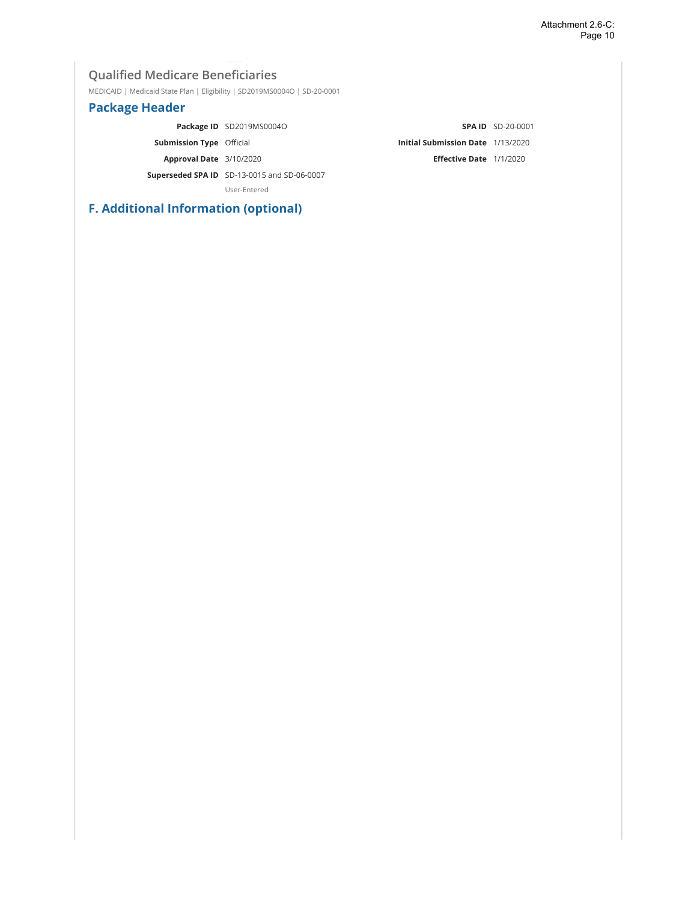## Qualified Medicare Beneficiaries

MEDICAID | Medicaid State Plan | Eligibility | SD2019MS0004O | SD-20-0001

### Package Header

**Package ID** SD2019MS0004O

**SPA ID** SD-20-0001

**Submission Type** Official

**Initial Submission Date** 1/13/2020

**Approval Date** 3/10/2020

**Effective Date** 1/1/2020

**Superseded SPA ID** SD-13-0015 and SD-06-0007

User-Entered

### F. Additional Information (optional)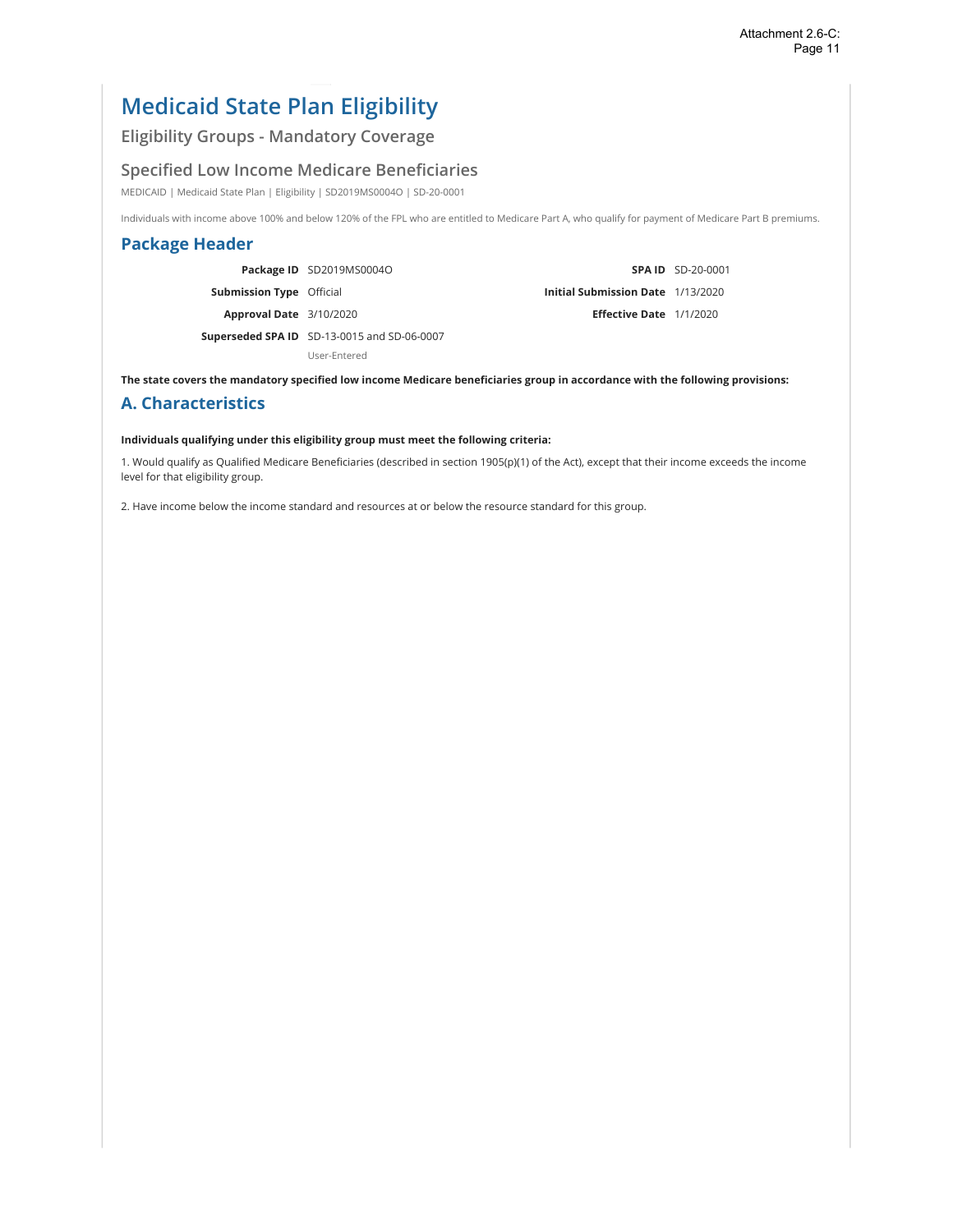# Medicaid State Plan Eligibility

## Eligibility Groups - Mandatory Coverage

### Specified Low Income Medicare Beneficiaries

MEDICAID | Medicaid State Plan | Eligibility | SD2019MS0004O | SD-20-0001

Individuals with income above 100% and below 120% of the FPL who are entitled to Medicare Part A, who qualify for payment of Medicare Part B premiums.

## Package Header

| | | | |
|---|---|---|---|
| **Package ID** | SD2019MS0004O | **SPA ID** | SD-20-0001 |
| **Submission Type** | Official | **Initial Submission Date** | 1/13/2020 |
| **Approval Date** | 3/10/2020 | **Effective Date** | 1/1/2020 |
| **Superseded SPA ID** | SD-13-0015 and SD-06-0007<br>User-Entered | | |

**The state covers the mandatory specified low income Medicare beneficiaries group in accordance with the following provisions:**

## A. Characteristics

**Individuals qualifying under this eligibility group must meet the following criteria:**

1. Would qualify as Qualified Medicare Beneficiaries (described in section 1905(p)(1) of the Act), except that their income exceeds the income level for that eligibility group.

2. Have income below the income standard and resources at or below the resource standard for this group.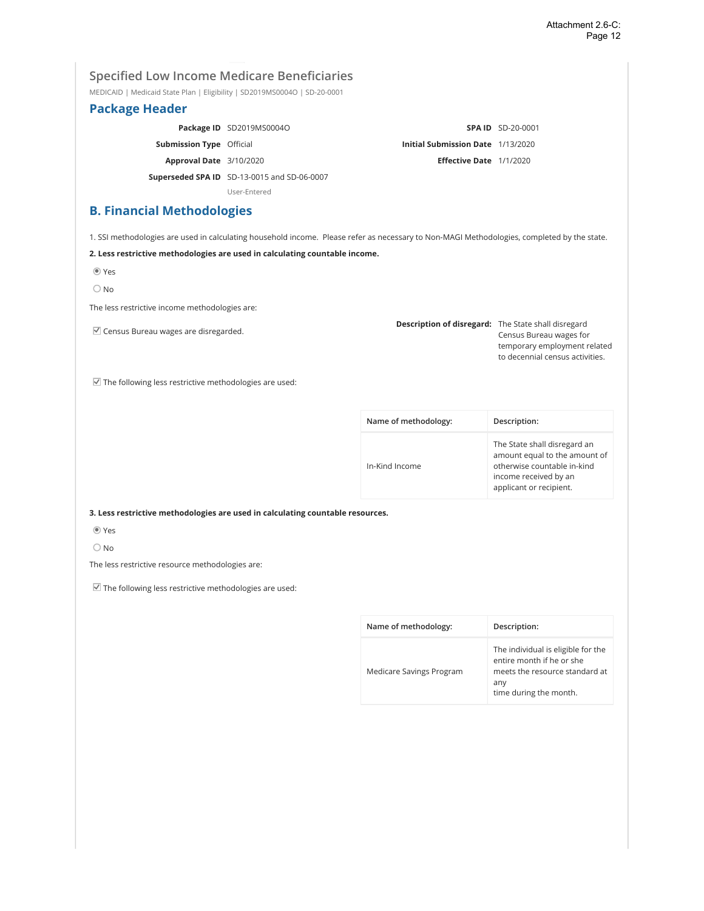## Specified Low Income Medicare Beneficiaries

MEDICAID | Medicaid State Plan | Eligibility | SD2019MS0004O | SD-20-0001

### Package Header

| | | | |
|---|---|---|---|
| **Package ID** | SD2019MS0004O | **SPA ID** | SD-20-0001 |
| **Submission Type** | Official | **Initial Submission Date** | 1/13/2020 |
| **Approval Date** | 3/10/2020 | **Effective Date** | 1/1/2020 |
| **Superseded SPA ID** | SD-13-0015 and SD-06-0007 | | |
| | User-Entered | | |

### B. Financial Methodologies

1. SSI methodologies are used in calculating household income. Please refer as necessary to Non-MAGI Methodologies, completed by the state.

**2. Less restrictive methodologies are used in calculating countable income.**

◉ Yes

○ No

The less restrictive income methodologies are:

☑ Census Bureau wages are disregarded.

**Description of disregard:** The State shall disregard Census Bureau wages for temporary employment related to decennial census activities.

☑ The following less restrictive methodologies are used:

| Name of methodology: | Description: |
|---|---|
| In-Kind Income | The State shall disregard an amount equal to the amount of otherwise countable in-kind income received by an applicant or recipient. |

**3. Less restrictive methodologies are used in calculating countable resources.**

◉ Yes

○ No

The less restrictive resource methodologies are:

☑ The following less restrictive methodologies are used:

| Name of methodology: | Description: |
|---|---|
| Medicare Savings Program | The individual is eligible for the entire month if he or she meets the resource standard at any time during the month. |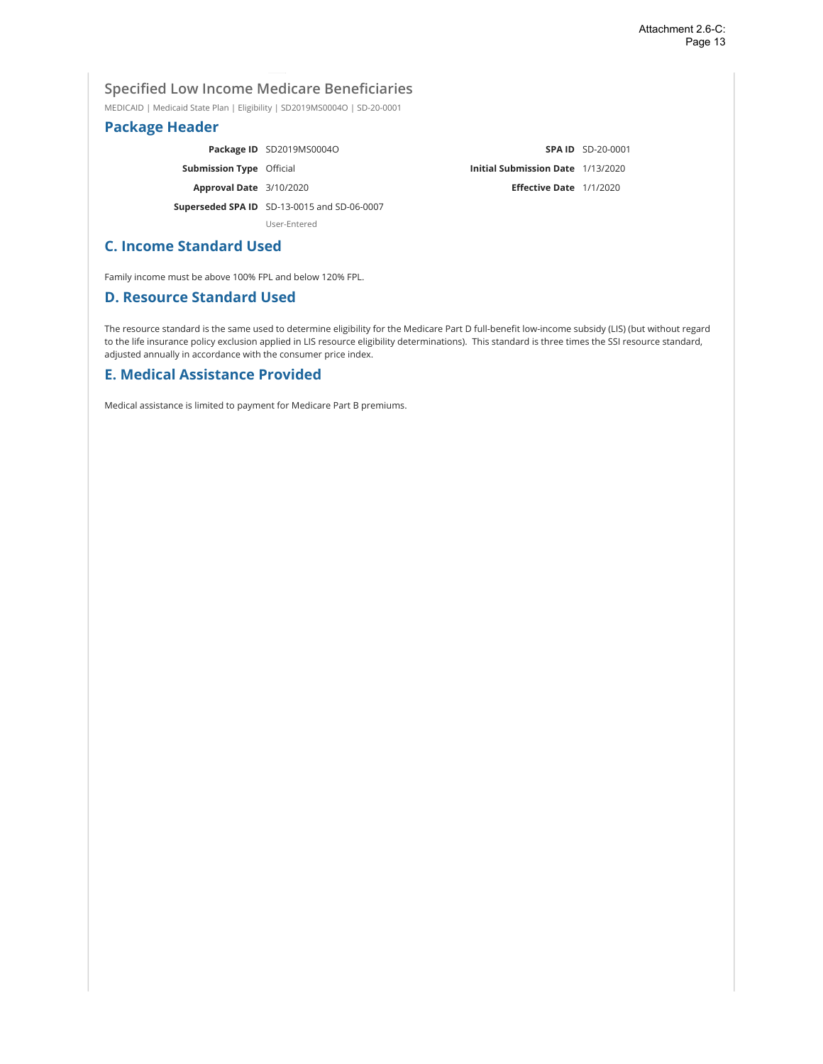## Specified Low Income Medicare Beneficiaries

MEDICAID | Medicaid State Plan | Eligibility | SD2019MS0004O | SD-20-0001

### Package Header

| | | | |
|---|---|---|---|
| **Package ID** | SD2019MS0004O | **SPA ID** | SD-20-0001 |
| **Submission Type** | Official | **Initial Submission Date** | 1/13/2020 |
| **Approval Date** | 3/10/2020 | **Effective Date** | 1/1/2020 |
| **Superseded SPA ID** | SD-13-0015 and SD-06-0007<br>User-Entered | | |

### C. Income Standard Used

Family income must be above 100% FPL and below 120% FPL.

### D. Resource Standard Used

The resource standard is the same used to determine eligibility for the Medicare Part D full-benefit low-income subsidy (LIS) (but without regard to the life insurance policy exclusion applied in LIS resource eligibility determinations). This standard is three times the SSI resource standard, adjusted annually in accordance with the consumer price index.

### E. Medical Assistance Provided

Medical assistance is limited to payment for Medicare Part B premiums.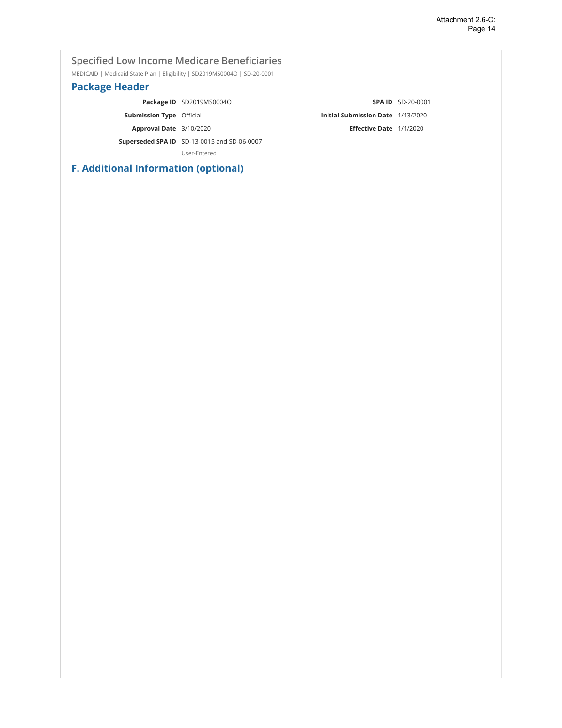## Specified Low Income Medicare Beneficiaries

MEDICAID | Medicaid State Plan | Eligibility | SD2019MS0004O | SD-20-0001

### Package Header

| | | | |
|---|---|---|---|
| **Package ID** | SD2019MS0004O | **SPA ID** | SD-20-0001 |
| **Submission Type** | Official | **Initial Submission Date** | 1/13/2020 |
| **Approval Date** | 3/10/2020 | **Effective Date** | 1/1/2020 |
| **Superseded SPA ID** | SD-13-0015 and SD-06-0007<br>User-Entered | | |

### F. Additional Information (optional)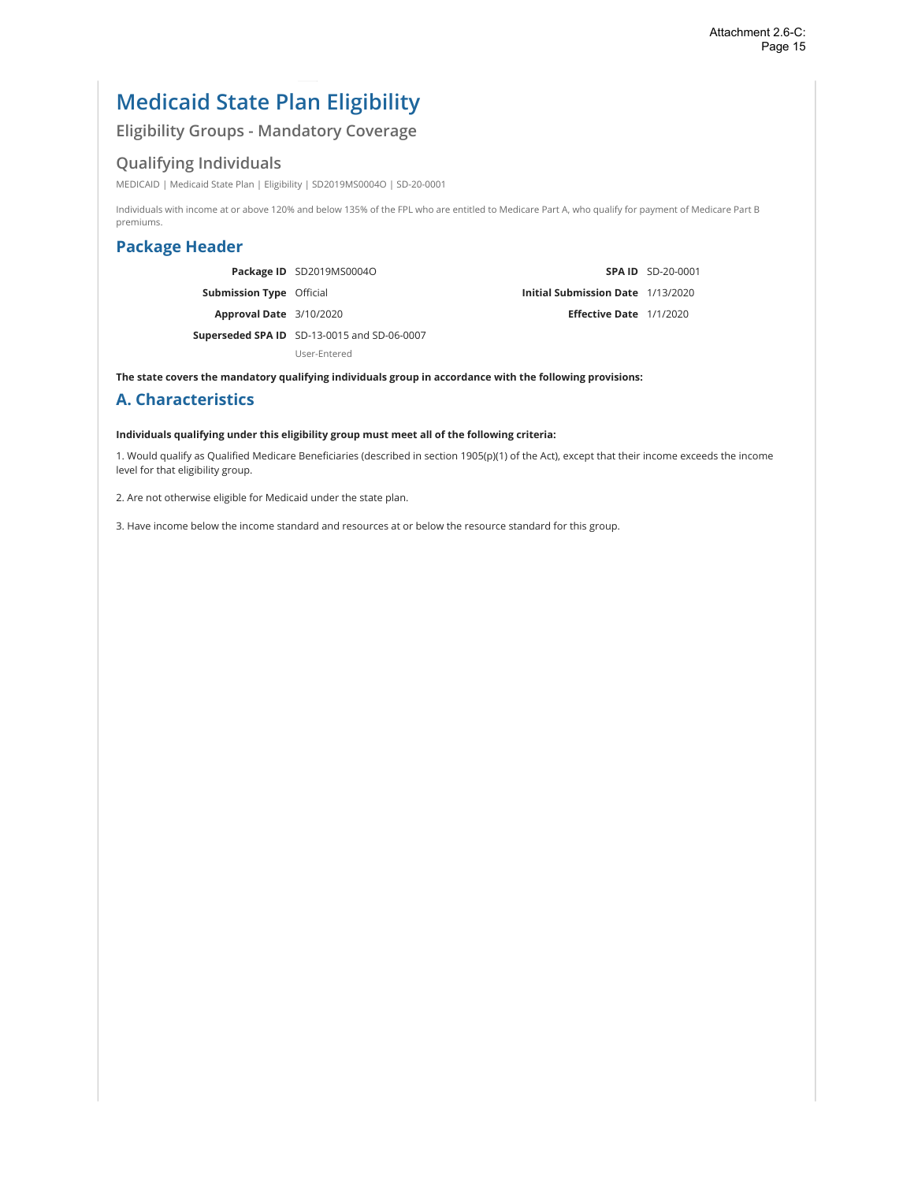# Medicaid State Plan Eligibility

## Eligibility Groups - Mandatory Coverage

### Qualifying Individuals

MEDICAID | Medicaid State Plan | Eligibility | SD2019MS0004O | SD-20-0001

Individuals with income at or above 120% and below 135% of the FPL who are entitled to Medicare Part A, who qualify for payment of Medicare Part B premiums.

## Package Header

| | | | |
|---|---|---|---|
| **Package ID** | SD2019MS0004O | **SPA ID** | SD-20-0001 |
| **Submission Type** | Official | **Initial Submission Date** | 1/13/2020 |
| **Approval Date** | 3/10/2020 | **Effective Date** | 1/1/2020 |
| **Superseded SPA ID** | SD-13-0015 and SD-06-0007<br>User-Entered | | |

**The state covers the mandatory qualifying individuals group in accordance with the following provisions:**

## A. Characteristics

**Individuals qualifying under this eligibility group must meet all of the following criteria:**

1. Would qualify as Qualified Medicare Beneficiaries (described in section 1905(p)(1) of the Act), except that their income exceeds the income level for that eligibility group.

2. Are not otherwise eligible for Medicaid under the state plan.

3. Have income below the income standard and resources at or below the resource standard for this group.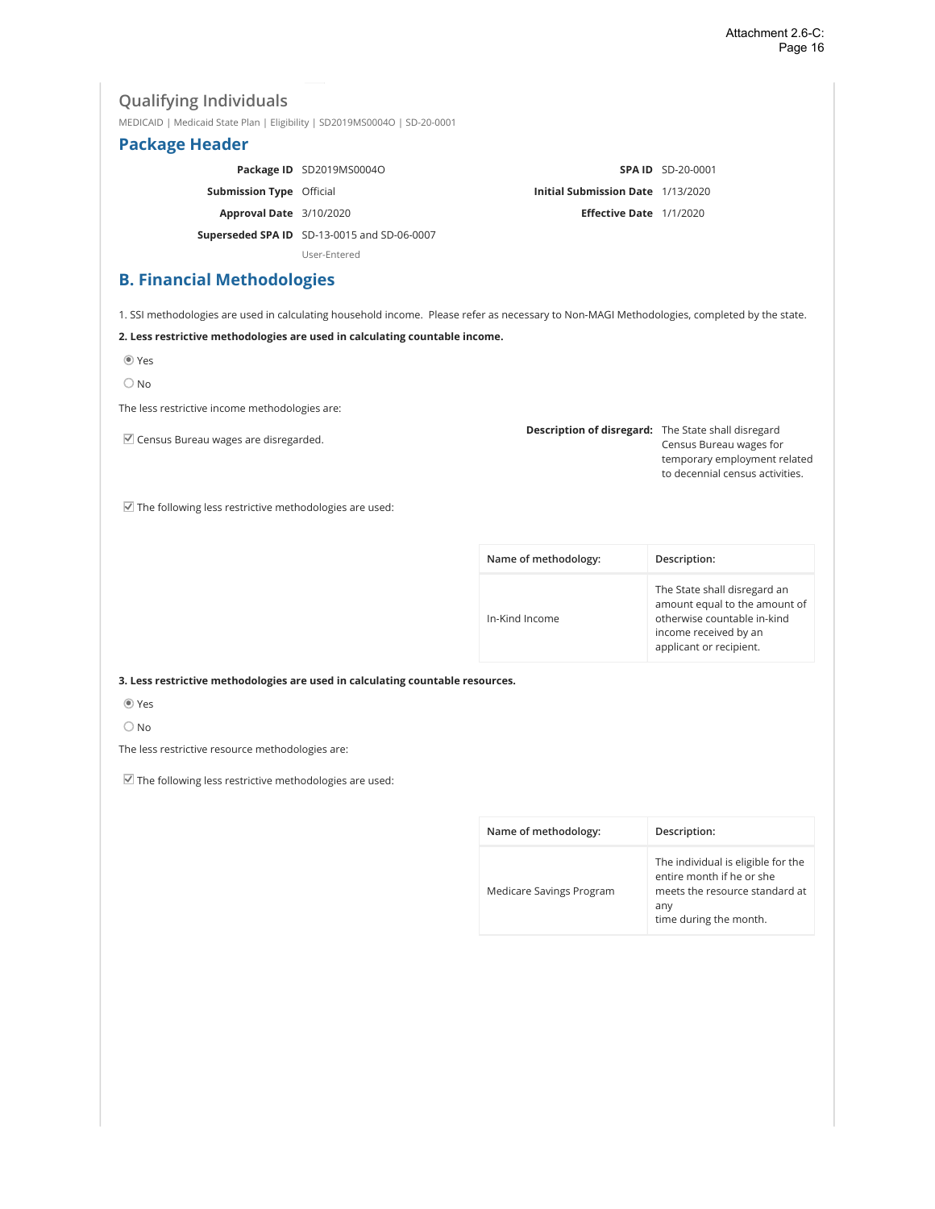## Qualifying Individuals

MEDICAID | Medicaid State Plan | Eligibility | SD2019MS0004O | SD-20-0001

### Package Header

| | | | |
|---|---|---|---|
| **Package ID** | SD2019MS0004O | **SPA ID** | SD-20-0001 |
| **Submission Type** | Official | **Initial Submission Date** | 1/13/2020 |
| **Approval Date** | 3/10/2020 | **Effective Date** | 1/1/2020 |
| **Superseded SPA ID** | SD-13-0015 and SD-06-0007<br>User-Entered | | |

### B. Financial Methodologies

1. SSI methodologies are used in calculating household income. Please refer as necessary to Non-MAGI Methodologies, completed by the state.

**2. Less restrictive methodologies are used in calculating countable income.**

◉ Yes

○ No

The less restrictive income methodologies are:

☑ Census Bureau wages are disregarded.

**Description of disregard:** The State shall disregard Census Bureau wages for temporary employment related to decennial census activities.

☑ The following less restrictive methodologies are used:

| Name of methodology: | Description: |
|---|---|
| In-Kind Income | The State shall disregard an amount equal to the amount of otherwise countable in-kind income received by an applicant or recipient. |

**3. Less restrictive methodologies are used in calculating countable resources.**

◉ Yes

○ No

The less restrictive resource methodologies are:

☑ The following less restrictive methodologies are used:

| Name of methodology: | Description: |
|---|---|
| Medicare Savings Program | The individual is eligible for the entire month if he or she meets the resource standard at any time during the month. |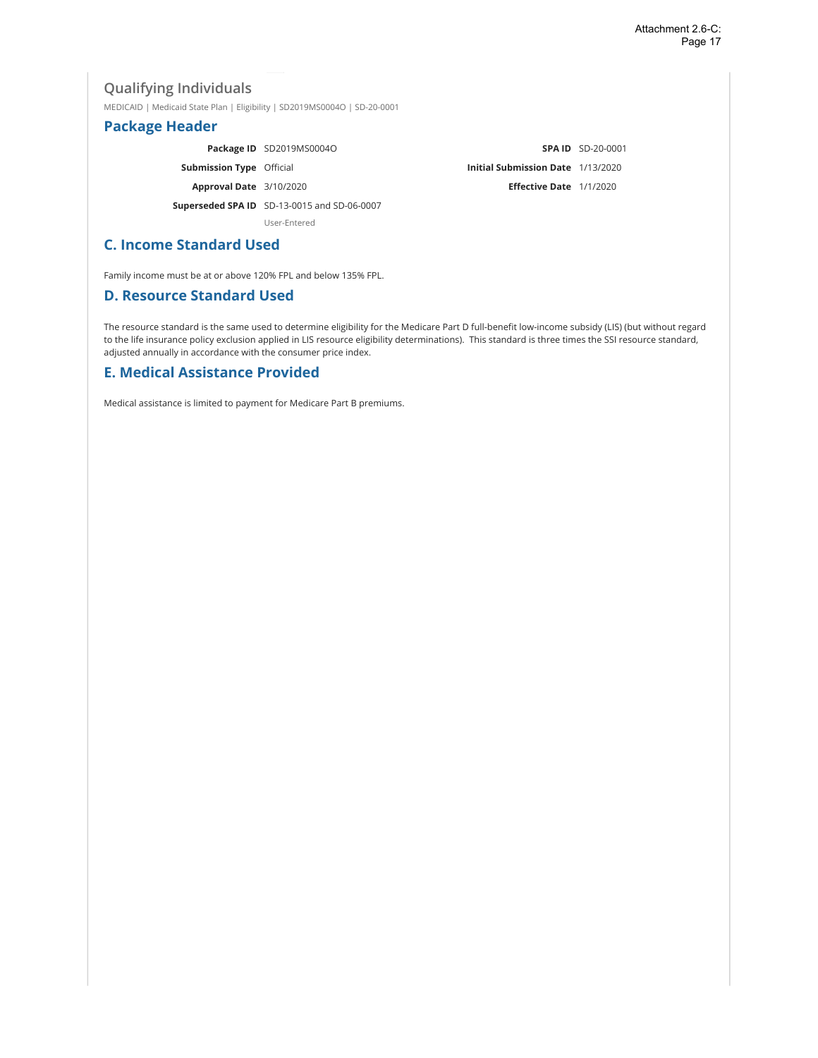## Qualifying Individuals

MEDICAID | Medicaid State Plan | Eligibility | SD2019MS0004O | SD-20-0001

### Package Header

| | | | |
|---|---|---|---|
| **Package ID** | SD2019MS0004O | **SPA ID** | SD-20-0001 |
| **Submission Type** | Official | **Initial Submission Date** | 1/13/2020 |
| **Approval Date** | 3/10/2020 | **Effective Date** | 1/1/2020 |
| **Superseded SPA ID** | SD-13-0015 and SD-06-0007<br>User-Entered | | |

### C. Income Standard Used

Family income must be at or above 120% FPL and below 135% FPL.

### D. Resource Standard Used

The resource standard is the same used to determine eligibility for the Medicare Part D full-benefit low-income subsidy (LIS) (but without regard to the life insurance policy exclusion applied in LIS resource eligibility determinations). This standard is three times the SSI resource standard, adjusted annually in accordance with the consumer price index.

### E. Medical Assistance Provided

Medical assistance is limited to payment for Medicare Part B premiums.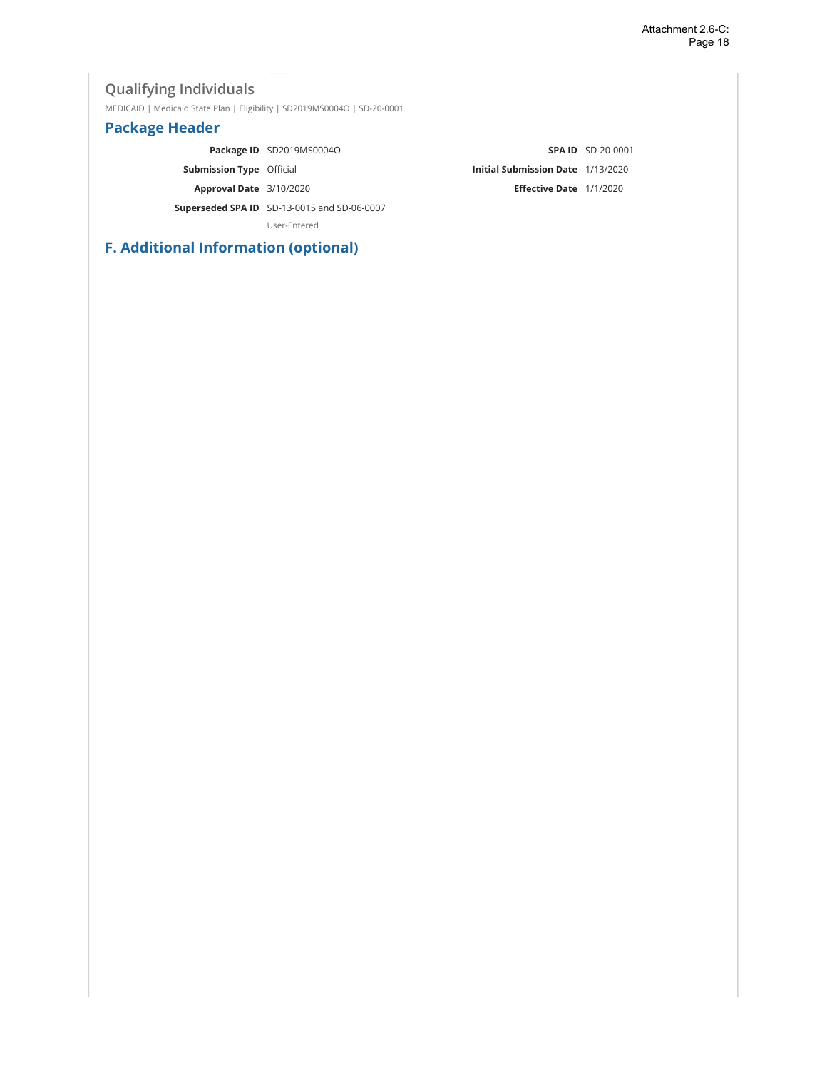## Qualifying Individuals

MEDICAID | Medicaid State Plan | Eligibility | SD2019MS0004O | SD-20-0001

### Package Header

| | | | |
|---|---|---|---|
| **Package ID** | SD2019MS0004O | **SPA ID** | SD-20-0001 |
| **Submission Type** | Official | **Initial Submission Date** | 1/13/2020 |
| **Approval Date** | 3/10/2020 | **Effective Date** | 1/1/2020 |
| **Superseded SPA ID** | SD-13-0015 and SD-06-0007<br>User-Entered | | |

### F. Additional Information (optional)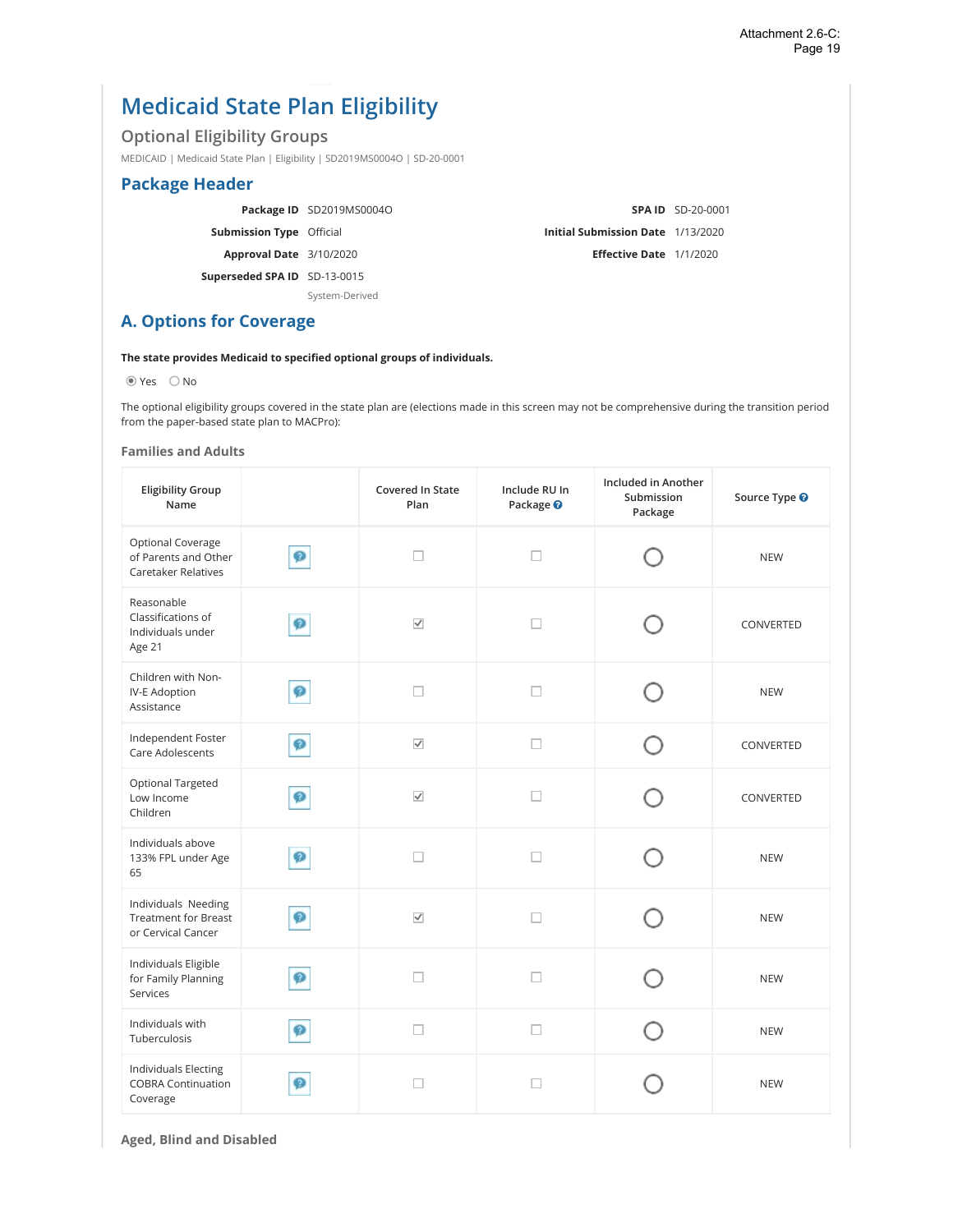# Medicaid State Plan Eligibility

## Optional Eligibility Groups

MEDICAID | Medicaid State Plan | Eligibility | SD2019MS0004O | SD-20-0001

## Package Header

| | | | |
|---|---|---|---|
| **Package ID** | SD2019MS0004O | **SPA ID** | SD-20-0001 |
| **Submission Type** | Official | **Initial Submission Date** | 1/13/2020 |
| **Approval Date** | 3/10/2020 | **Effective Date** | 1/1/2020 |
| **Superseded SPA ID** | SD-13-0015<br>System-Derived | | |

## A. Options for Coverage

**The state provides Medicaid to specified optional groups of individuals.**

(•) Yes ( ) No

The optional eligibility groups covered in the state plan are (elections made in this screen may not be comprehensive during the transition period from the paper-based state plan to MACPro):

### Families and Adults

| Eligibility Group Name | | Covered In State Plan | Include RU In Package | Included in Another Submission Package | Source Type |
|---|---|---|---|---|---|
| Optional Coverage of Parents and Other Caretaker Relatives | | ☐ | ☐ | ○ | NEW |
| Reasonable Classifications of Individuals under Age 21 | | ☑ | ☐ | ○ | CONVERTED |
| Children with Non-IV-E Adoption Assistance | | ☐ | ☐ | ○ | NEW |
| Independent Foster Care Adolescents | | ☑ | ☐ | ○ | CONVERTED |
| Optional Targeted Low Income Children | | ☑ | ☐ | ○ | CONVERTED |
| Individuals above 133% FPL under Age 65 | | ☐ | ☐ | ○ | NEW |
| Individuals Needing Treatment for Breast or Cervical Cancer | | ☑ | ☐ | ○ | NEW |
| Individuals Eligible for Family Planning Services | | ☐ | ☐ | ○ | NEW |
| Individuals with Tuberculosis | | ☐ | ☐ | ○ | NEW |
| Individuals Electing COBRA Continuation Coverage | | ☐ | ☐ | ○ | NEW |

### Aged, Blind and Disabled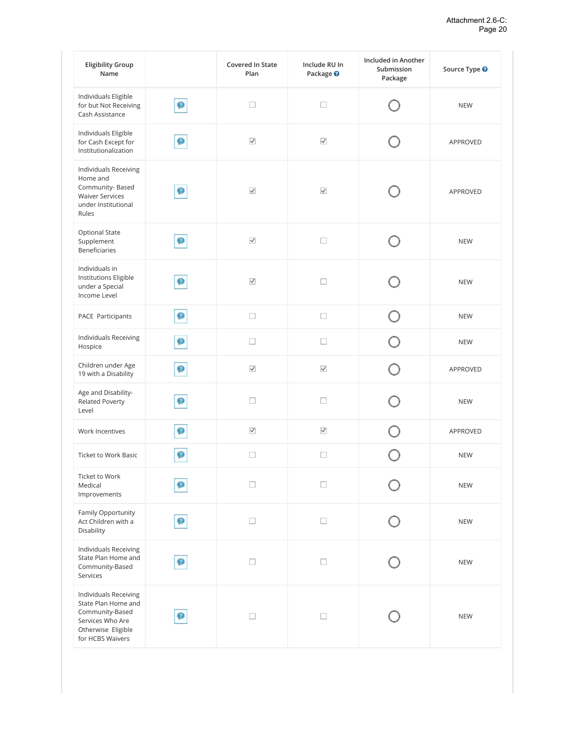| Eligibility Group Name | | Covered In State Plan | Include RU In Package | Included in Another Submission Package | Source Type |
|---|---|---|---|---|---|
| Individuals Eligible for but Not Receiving Cash Assistance | | ☐ | ☐ | ○ | NEW |
| Individuals Eligible for Cash Except for Institutionalization | | ☑ | ☑ | ○ | APPROVED |
| Individuals Receiving Home and Community- Based Waiver Services under Institutional Rules | | ☑ | ☑ | ○ | APPROVED |
| Optional State Supplement Beneficiaries | | ☑ | ☐ | ○ | NEW |
| Individuals in Institutions Eligible under a Special Income Level | | ☑ | ☐ | ○ | NEW |
| PACE Participants | | ☐ | ☐ | ○ | NEW |
| Individuals Receiving Hospice | | ☐ | ☐ | ○ | NEW |
| Children under Age 19 with a Disability | | ☑ | ☑ | ○ | APPROVED |
| Age and Disability-Related Poverty Level | | ☐ | ☐ | ○ | NEW |
| Work Incentives | | ☑ | ☑ | ○ | APPROVED |
| Ticket to Work Basic | | ☐ | ☐ | ○ | NEW |
| Ticket to Work Medical Improvements | | ☐ | ☐ | ○ | NEW |
| Family Opportunity Act Children with a Disability | | ☐ | ☐ | ○ | NEW |
| Individuals Receiving State Plan Home and Community-Based Services | | ☐ | ☐ | ○ | NEW |
| Individuals Receiving State Plan Home and Community-Based Services Who Are Otherwise Eligible for HCBS Waivers | | ☐ | ☐ | ○ | NEW |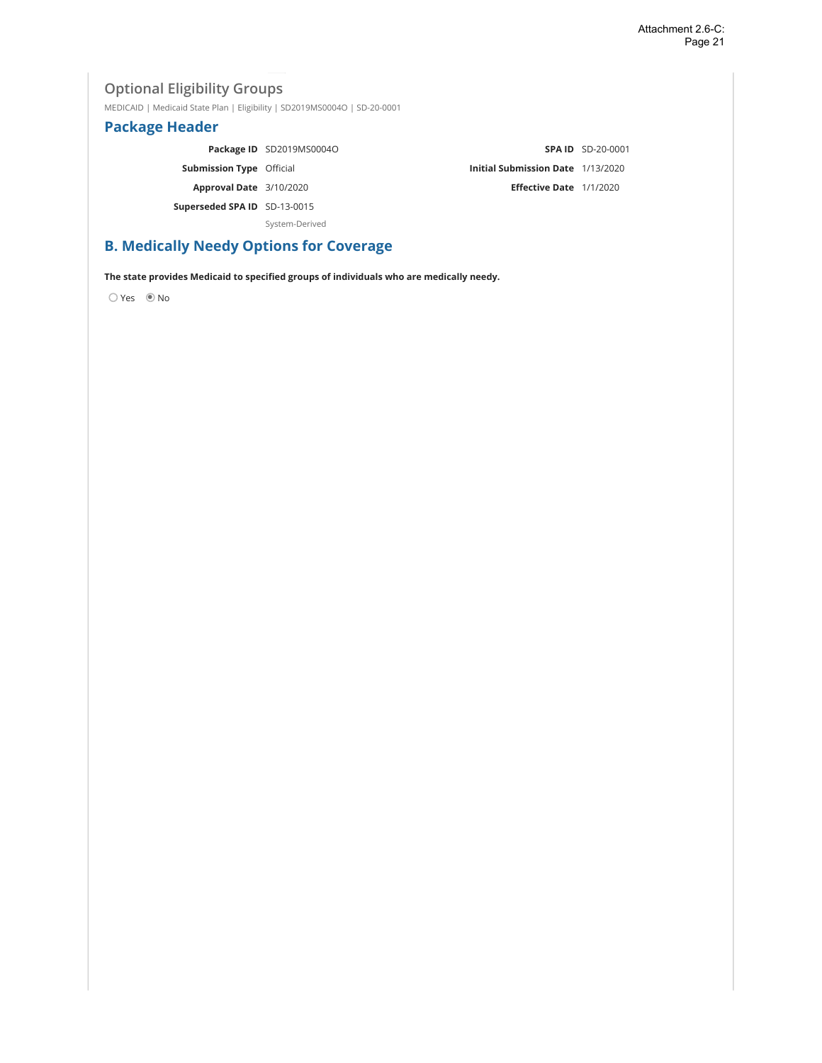# Optional Eligibility Groups

MEDICAID | Medicaid State Plan | Eligibility | SD2019MS0004O | SD-20-0001

## Package Header

| | | | |
|---|---|---|---|
| **Package ID** | SD2019MS0004O | **SPA ID** | SD-20-0001 |
| **Submission Type** | Official | **Initial Submission Date** | 1/13/2020 |
| **Approval Date** | 3/10/2020 | **Effective Date** | 1/1/2020 |
| **Superseded SPA ID** | SD-13-0015<br>System-Derived | | |

## B. Medically Needy Options for Coverage

**The state provides Medicaid to specified groups of individuals who are medically needy.**

○ Yes ◉ No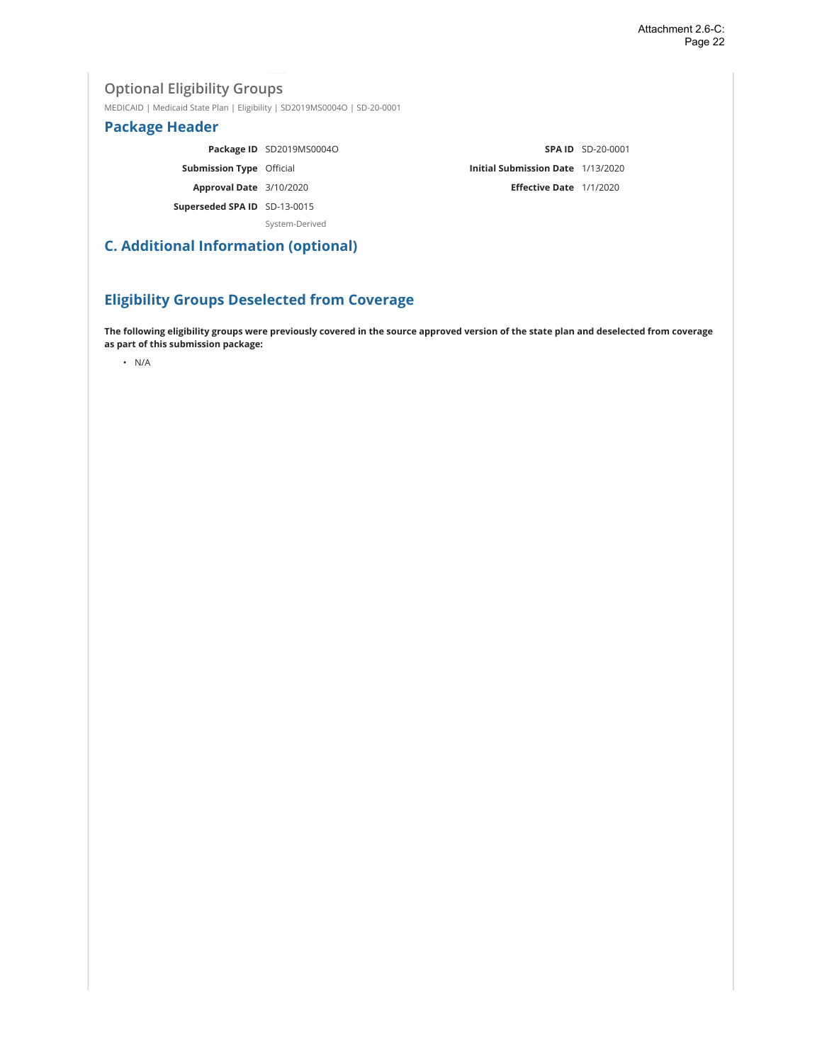# Optional Eligibility Groups

MEDICAID | Medicaid State Plan | Eligibility | SD2019MS0004O | SD-20-0001

## Package Header

| | | | |
|---|---|---|---|
| **Package ID** | SD2019MS0004O | **SPA ID** | SD-20-0001 |
| **Submission Type** | Official | **Initial Submission Date** | 1/13/2020 |
| **Approval Date** | 3/10/2020 | **Effective Date** | 1/1/2020 |
| **Superseded SPA ID** | SD-13-0015<br>System-Derived | | |

## C. Additional Information (optional)

## Eligibility Groups Deselected from Coverage

**The following eligibility groups were previously covered in the source approved version of the state plan and deselected from coverage as part of this submission package:**

- N/A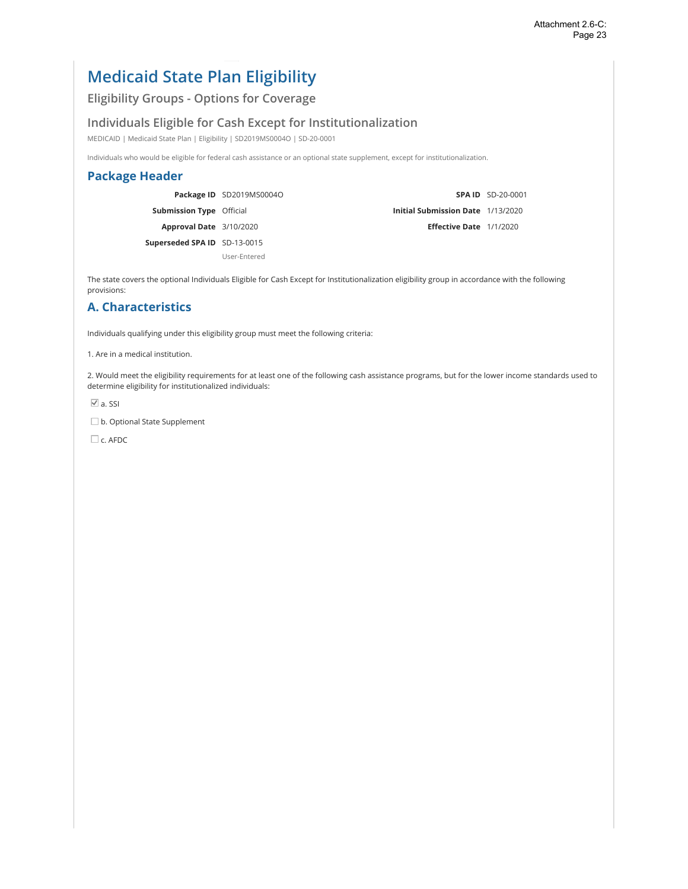# Medicaid State Plan Eligibility

## Eligibility Groups - Options for Coverage

### Individuals Eligible for Cash Except for Institutionalization

MEDICAID | Medicaid State Plan | Eligibility | SD2019MS0004O | SD-20-0001

Individuals who would be eligible for federal cash assistance or an optional state supplement, except for institutionalization.

## Package Header

| | | | |
|---|---|---|---|
| **Package ID** | SD2019MS0004O | **SPA ID** | SD-20-0001 |
| **Submission Type** | Official | **Initial Submission Date** | 1/13/2020 |
| **Approval Date** | 3/10/2020 | **Effective Date** | 1/1/2020 |
| **Superseded SPA ID** | SD-13-0015<br>User-Entered | | |

The state covers the optional Individuals Eligible for Cash Except for Institutionalization eligibility group in accordance with the following provisions:

## A. Characteristics

Individuals qualifying under this eligibility group must meet the following criteria:

1. Are in a medical institution.

2. Would meet the eligibility requirements for at least one of the following cash assistance programs, but for the lower income standards used to determine eligibility for institutionalized individuals:

- [x] a. SSI
- [ ] b. Optional State Supplement
- [ ] c. AFDC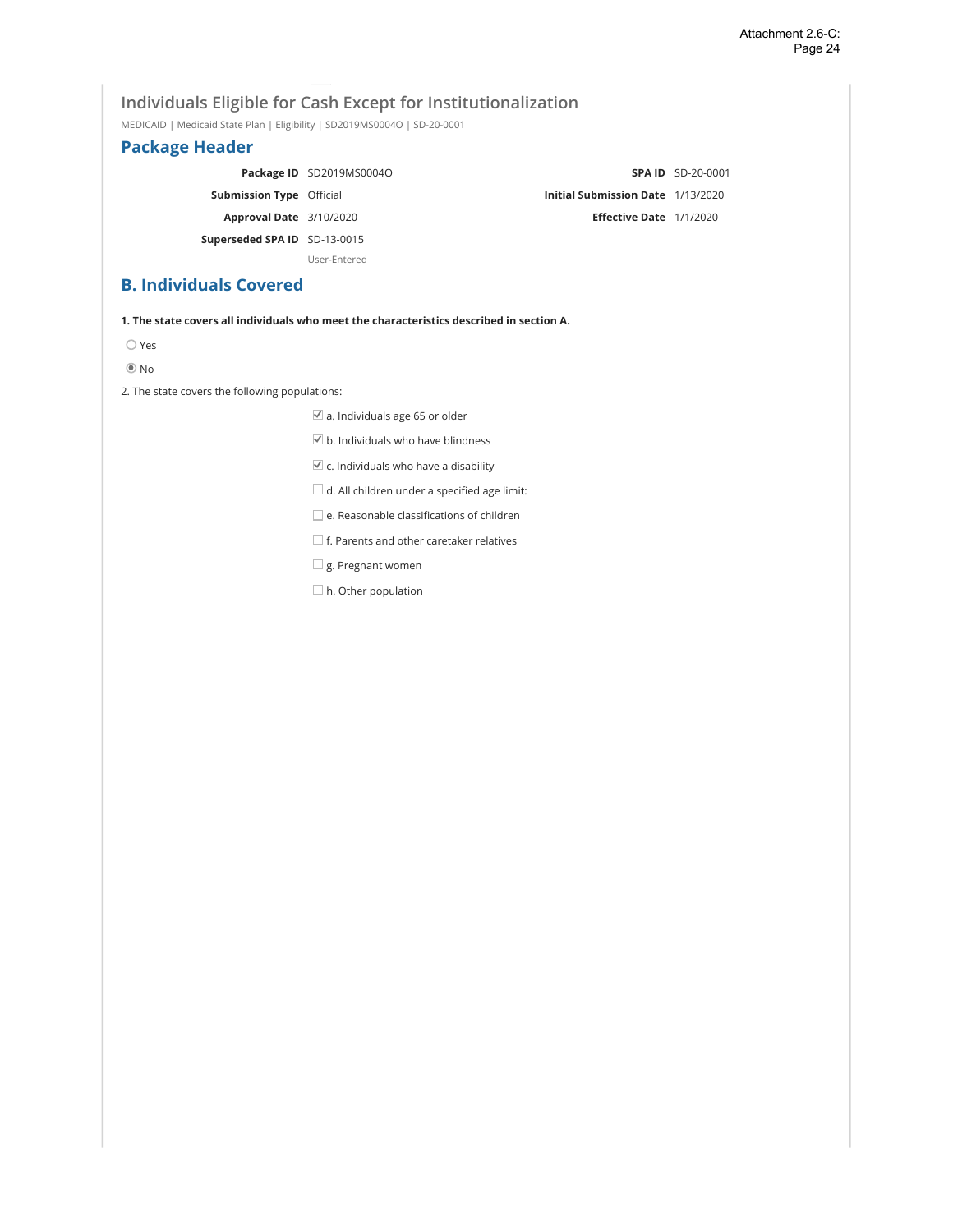# Individuals Eligible for Cash Except for Institutionalization

MEDICAID | Medicaid State Plan | Eligibility | SD2019MS0004O | SD-20-0001

## Package Header

**Package ID** SD2019MS0004O

**SPA ID** SD-20-0001

**Submission Type** Official

**Initial Submission Date** 1/13/2020

**Approval Date** 3/10/2020

**Effective Date** 1/1/2020

**Superseded SPA ID** SD-13-0015

User-Entered

## B. Individuals Covered

**1. The state covers all individuals who meet the characteristics described in section A.**

- ○ Yes
- ◉ No

2. The state covers the following populations:

- ☑ a. Individuals age 65 or older
- ☑ b. Individuals who have blindness
- ☑ c. Individuals who have a disability
- ☐ d. All children under a specified age limit:
- ☐ e. Reasonable classifications of children
- ☐ f. Parents and other caretaker relatives
- ☐ g. Pregnant women
- ☐ h. Other population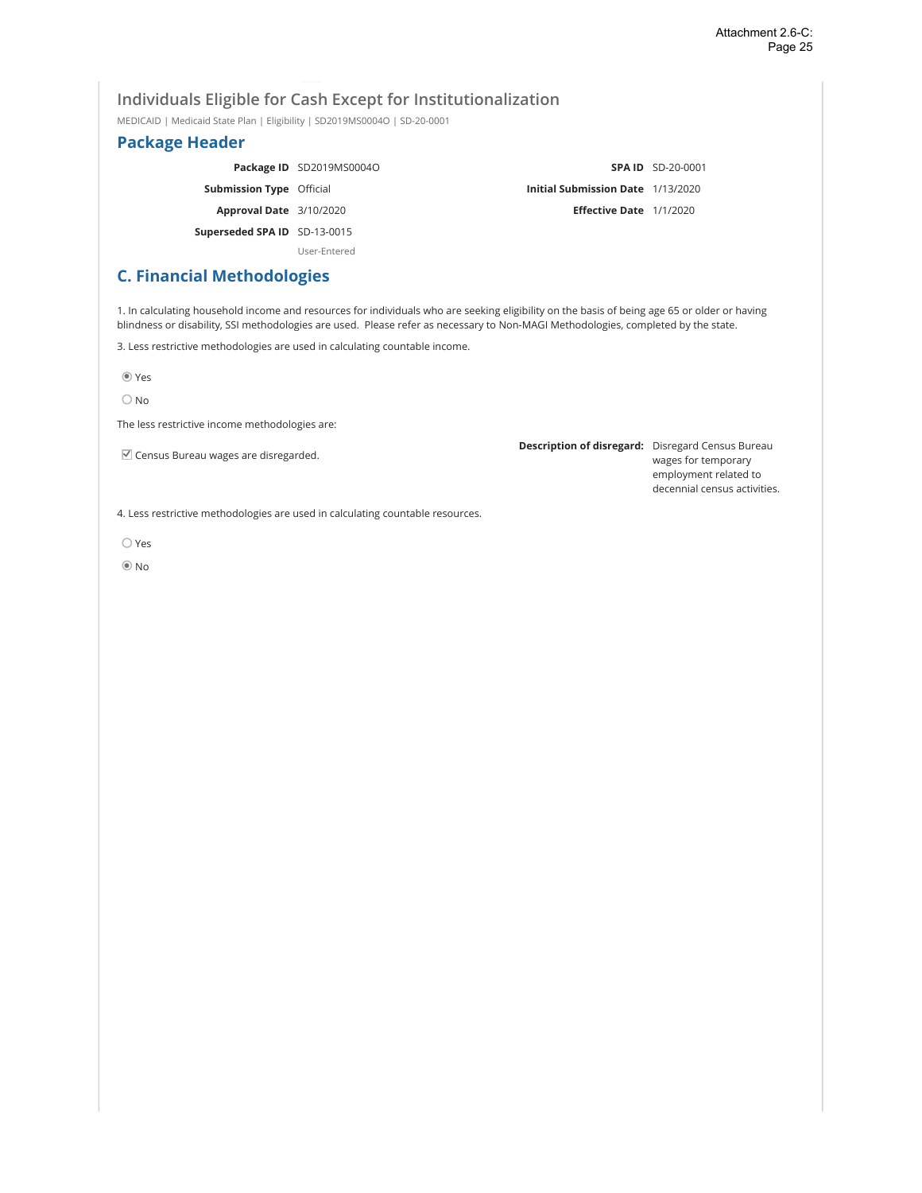# Individuals Eligible for Cash Except for Institutionalization

MEDICAID | Medicaid State Plan | Eligibility | SD2019MS0004O | SD-20-0001

## Package Header

| | | | |
|---|---|---|---|
| **Package ID** | SD2019MS0004O | **SPA ID** | SD-20-0001 |
| **Submission Type** | Official | **Initial Submission Date** | 1/13/2020 |
| **Approval Date** | 3/10/2020 | **Effective Date** | 1/1/2020 |
| **Superseded SPA ID** | SD-13-0015<br>User-Entered | | |

## C. Financial Methodologies

1. In calculating household income and resources for individuals who are seeking eligibility on the basis of being age 65 or older or having blindness or disability, SSI methodologies are used. Please refer as necessary to Non-MAGI Methodologies, completed by the state.

3. Less restrictive methodologies are used in calculating countable income.

◉ Yes

○ No

The less restrictive income methodologies are:

☑ Census Bureau wages are disregarded.

**Description of disregard:** Disregard Census Bureau wages for temporary employment related to decennial census activities.

4. Less restrictive methodologies are used in calculating countable resources.

○ Yes

◉ No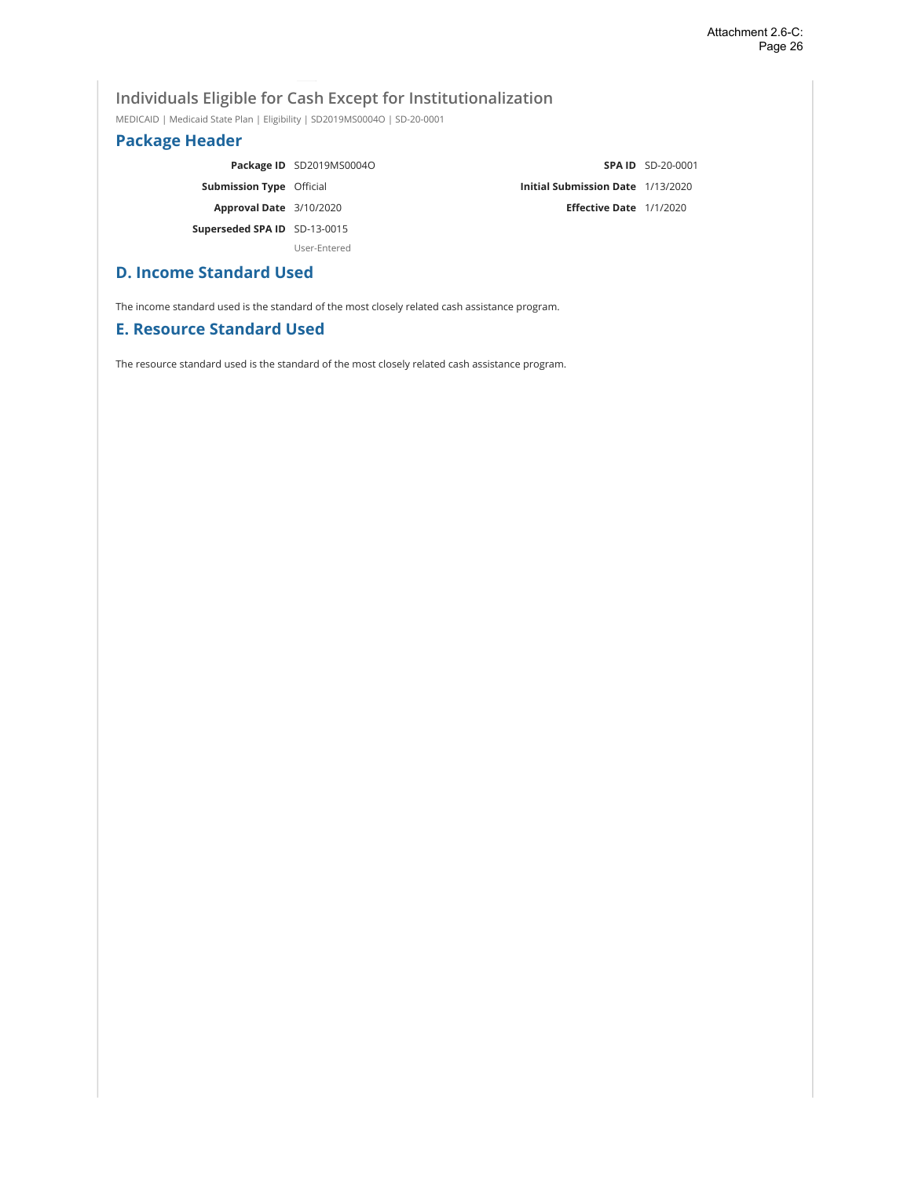# Individuals Eligible for Cash Except for Institutionalization

MEDICAID | Medicaid State Plan | Eligibility | SD2019MS0004O | SD-20-0001

## Package Header

| | | | |
|---|---|---|---|
| **Package ID** | SD2019MS0004O | **SPA ID** | SD-20-0001 |
| **Submission Type** | Official | **Initial Submission Date** | 1/13/2020 |
| **Approval Date** | 3/10/2020 | **Effective Date** | 1/1/2020 |
| **Superseded SPA ID** | SD-13-0015<br>User-Entered | | |

## D. Income Standard Used

The income standard used is the standard of the most closely related cash assistance program.

## E. Resource Standard Used

The resource standard used is the standard of the most closely related cash assistance program.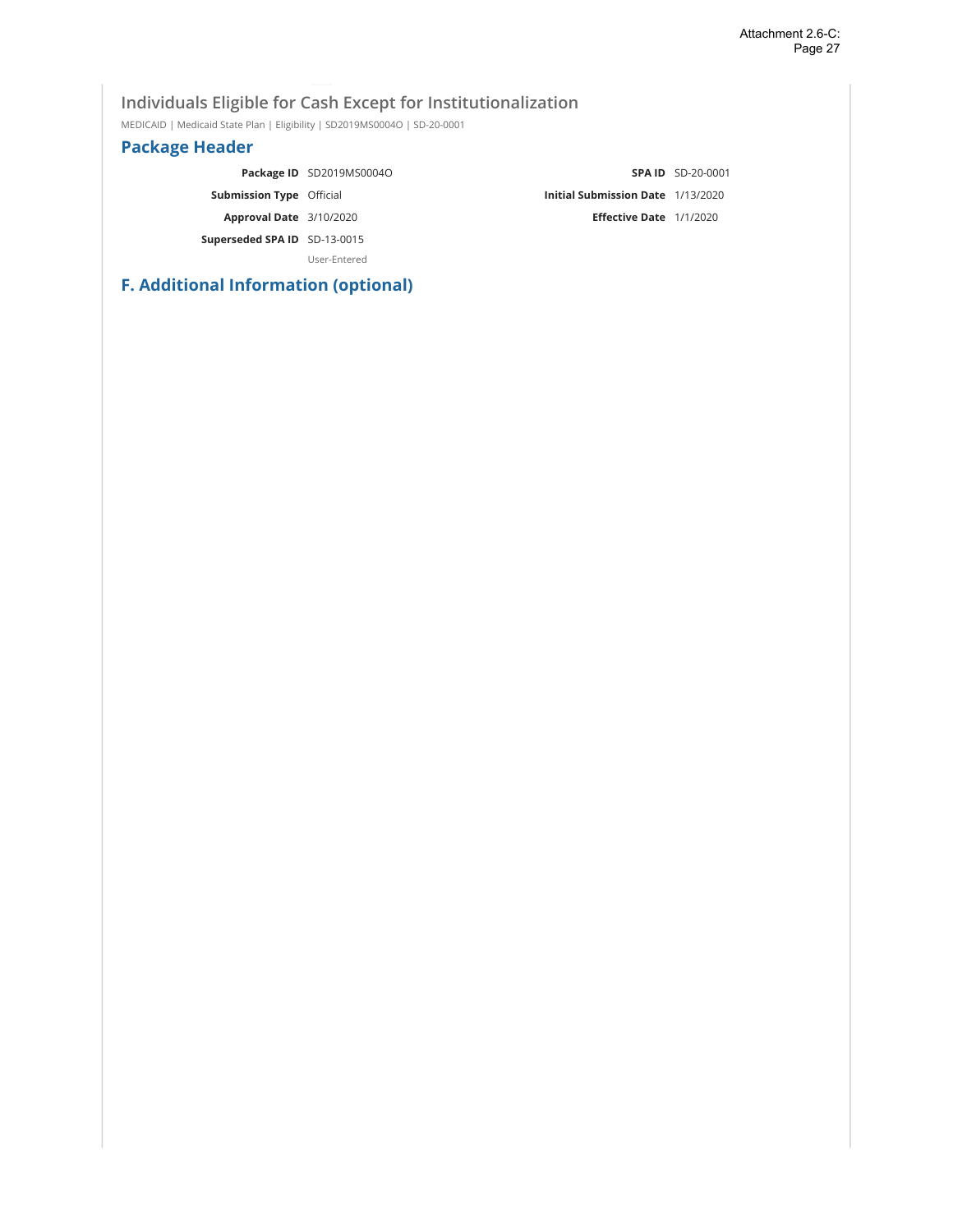## Individuals Eligible for Cash Except for Institutionalization

MEDICAID | Medicaid State Plan | Eligibility | SD2019MS0004O | SD-20-0001

### Package Header

| | | | |
|---|---|---|---|
| **Package ID** | SD2019MS0004O | **SPA ID** | SD-20-0001 |
| **Submission Type** | Official | **Initial Submission Date** | 1/13/2020 |
| **Approval Date** | 3/10/2020 | **Effective Date** | 1/1/2020 |
| **Superseded SPA ID** | SD-13-0015<br>User-Entered | | |

### F. Additional Information (optional)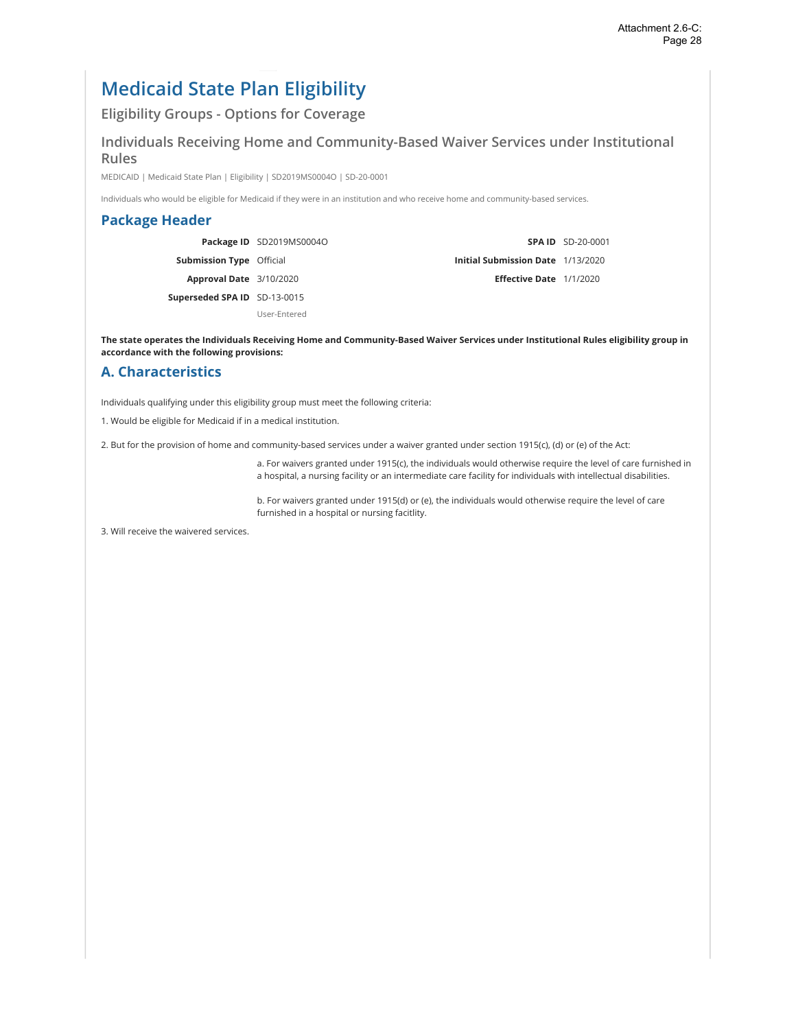# Medicaid State Plan Eligibility

## Eligibility Groups - Options for Coverage

### Individuals Receiving Home and Community-Based Waiver Services under Institutional Rules

MEDICAID | Medicaid State Plan | Eligibility | SD2019MS0004O | SD-20-0001

Individuals who would be eligible for Medicaid if they were in an institution and who receive home and community-based services.

## Package Header

| | | | |
|---|---|---|---|
| **Package ID** | SD2019MS0004O | **SPA ID** | SD-20-0001 |
| **Submission Type** | Official | **Initial Submission Date** | 1/13/2020 |
| **Approval Date** | 3/10/2020 | **Effective Date** | 1/1/2020 |
| **Superseded SPA ID** | SD-13-0015<br>User-Entered | | |

**The state operates the Individuals Receiving Home and Community-Based Waiver Services under Institutional Rules eligibility group in accordance with the following provisions:**

## A. Characteristics

Individuals qualifying under this eligibility group must meet the following criteria:

1. Would be eligible for Medicaid if in a medical institution.

2. But for the provision of home and community-based services under a waiver granted under section 1915(c), (d) or (e) of the Act:

   a. For waivers granted under 1915(c), the individuals would otherwise require the level of care furnished in a hospital, a nursing facility or an intermediate care facility for individuals with intellectual disabilities.

   b. For waivers granted under 1915(d) or (e), the individuals would otherwise require the level of care furnished in a hospital or nursing facitlity.

3. Will receive the waivered services.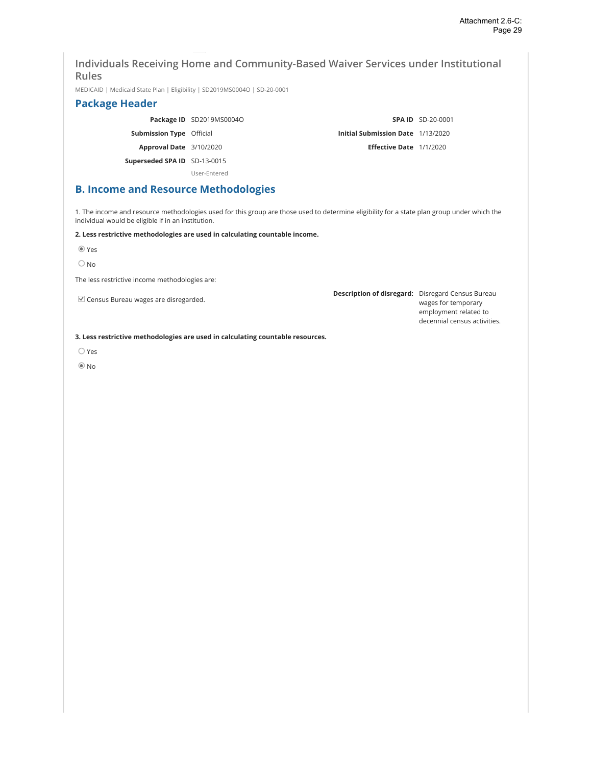# Individuals Receiving Home and Community-Based Waiver Services under Institutional Rules

MEDICAID | Medicaid State Plan | Eligibility | SD2019MS0004O | SD-20-0001

## Package Header

| | | | |
|---|---|---|---|
| **Package ID** | SD2019MS0004O | **SPA ID** | SD-20-0001 |
| **Submission Type** | Official | **Initial Submission Date** | 1/13/2020 |
| **Approval Date** | 3/10/2020 | **Effective Date** | 1/1/2020 |
| **Superseded SPA ID** | SD-13-0015<br>User-Entered | | |

## B. Income and Resource Methodologies

1. The income and resource methodologies used for this group are those used to determine eligibility for a state plan group under which the individual would be eligible if in an institution.

**2. Less restrictive methodologies are used in calculating countable income.**

◉ Yes

○ No

The less restrictive income methodologies are:

☑ Census Bureau wages are disregarded.

**Description of disregard:** Disregard Census Bureau wages for temporary employment related to decennial census activities.

**3. Less restrictive methodologies are used in calculating countable resources.**

○ Yes

◉ No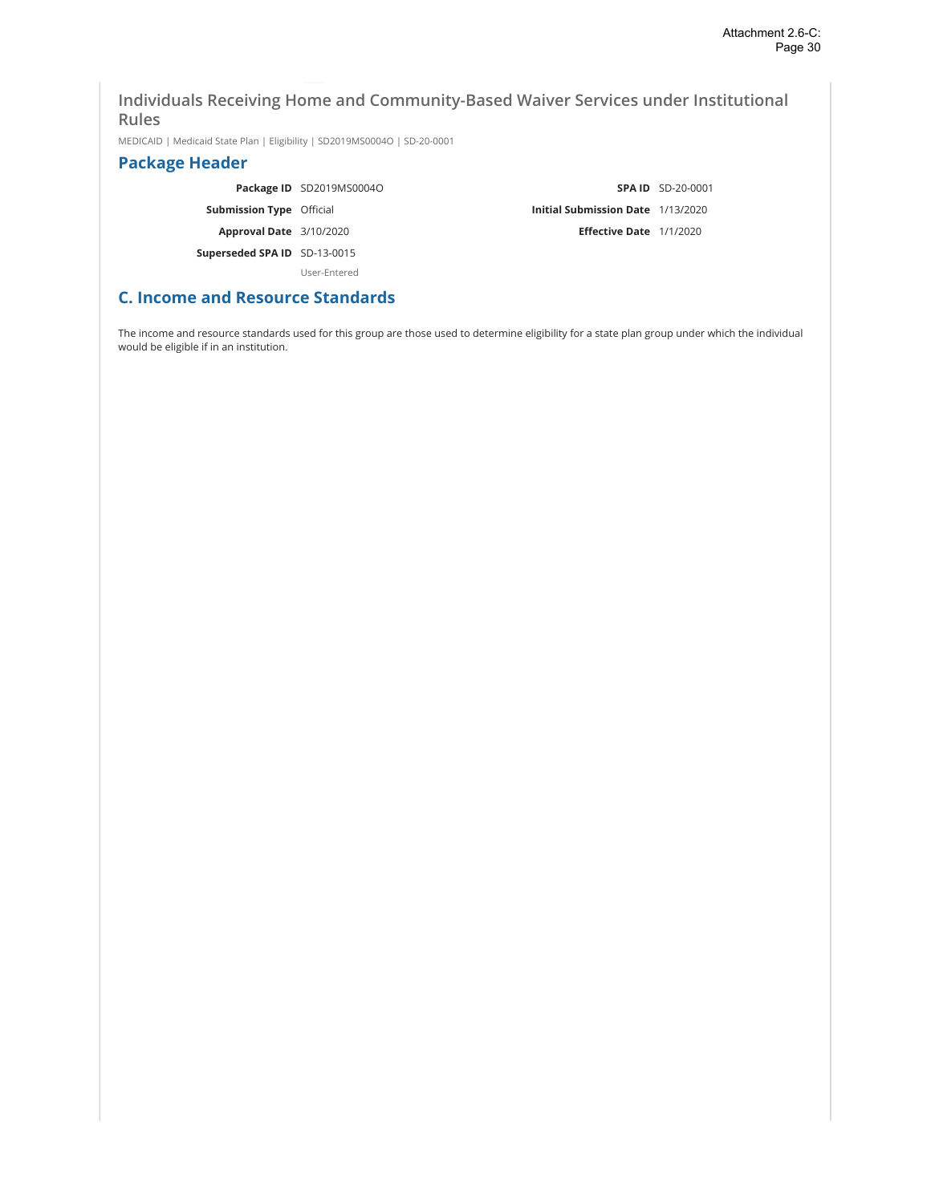# Individuals Receiving Home and Community-Based Waiver Services under Institutional Rules

MEDICAID | Medicaid State Plan | Eligibility | SD2019MS0004O | SD-20-0001

## Package Header

| | | | |
|---|---|---|---|
| **Package ID** | SD2019MS0004O | **SPA ID** | SD-20-0001 |
| **Submission Type** | Official | **Initial Submission Date** | 1/13/2020 |
| **Approval Date** | 3/10/2020 | **Effective Date** | 1/1/2020 |
| **Superseded SPA ID** | SD-13-0015 | | |
| | User-Entered | | |

## C. Income and Resource Standards

The income and resource standards used for this group are those used to determine eligibility for a state plan group under which the individual would be eligible if in an institution.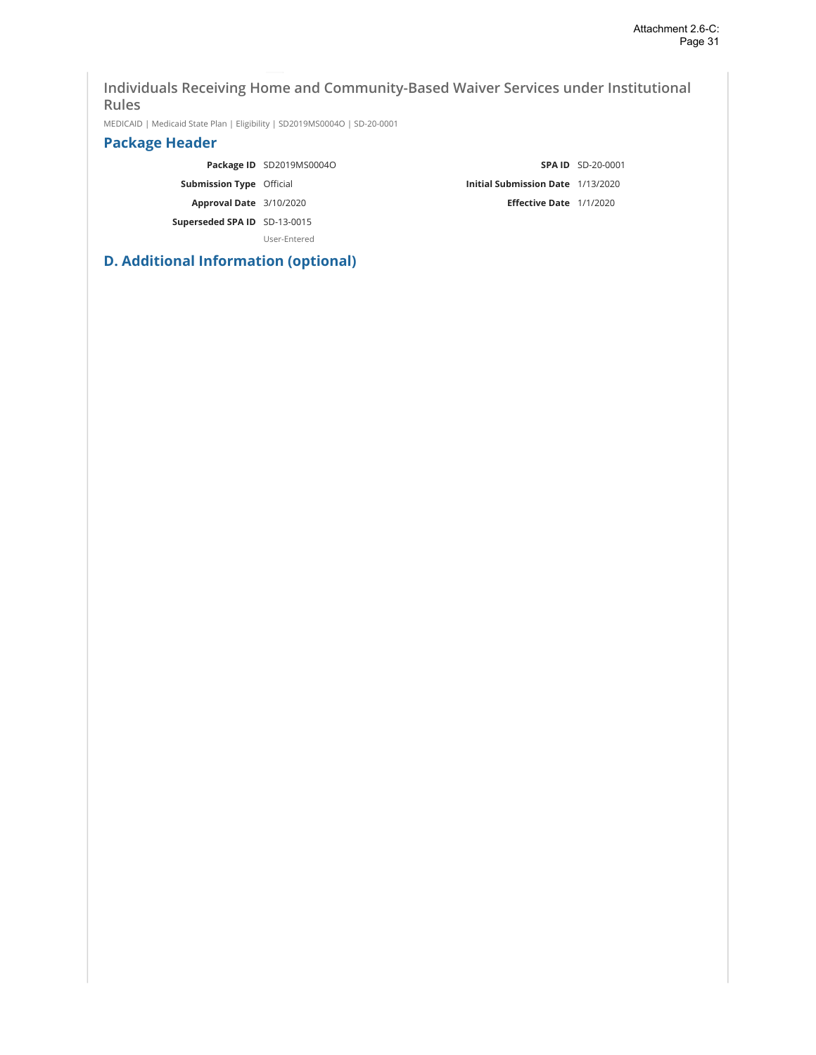# Individuals Receiving Home and Community-Based Waiver Services under Institutional Rules

MEDICAID | Medicaid State Plan | Eligibility | SD2019MS0004O | SD-20-0001

## Package Header

| | | | |
|---|---|---|---|
| **Package ID** | SD2019MS0004O | **SPA ID** | SD-20-0001 |
| **Submission Type** | Official | **Initial Submission Date** | 1/13/2020 |
| **Approval Date** | 3/10/2020 | **Effective Date** | 1/1/2020 |
| **Superseded SPA ID** | SD-13-0015 | | |
| | User-Entered | | |

## D. Additional Information (optional)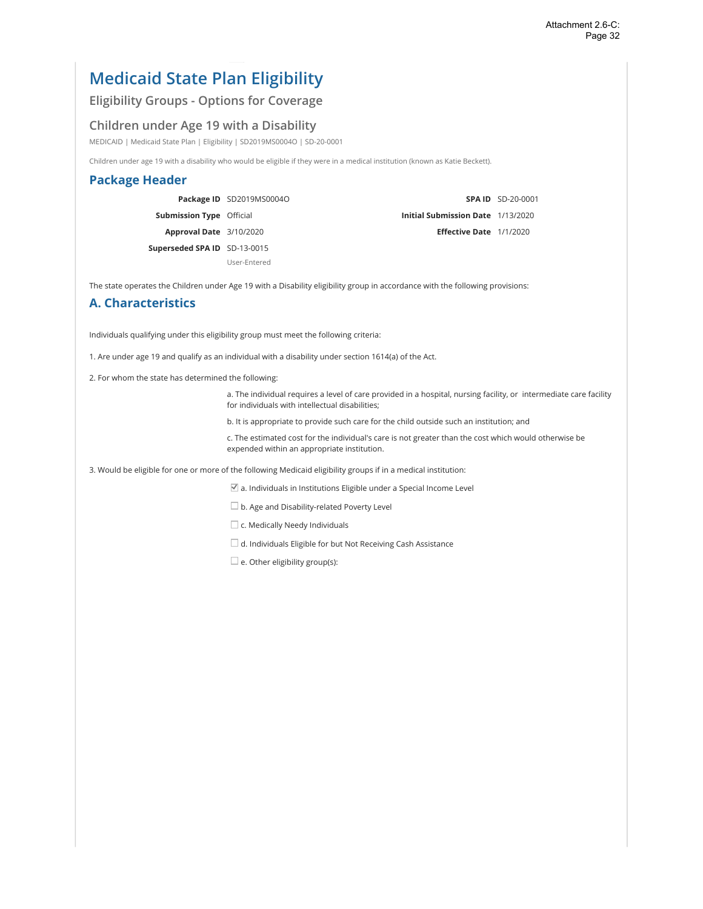# Medicaid State Plan Eligibility

## Eligibility Groups - Options for Coverage

### Children under Age 19 with a Disability

MEDICAID | Medicaid State Plan | Eligibility | SD2019MS0004O | SD-20-0001

Children under age 19 with a disability who would be eligible if they were in a medical institution (known as Katie Beckett).

## Package Header

| | | | |
|---|---|---|---|
| **Package ID** | SD2019MS0004O | **SPA ID** | SD-20-0001 |
| **Submission Type** | Official | **Initial Submission Date** | 1/13/2020 |
| **Approval Date** | 3/10/2020 | **Effective Date** | 1/1/2020 |
| **Superseded SPA ID** | SD-13-0015<br>User-Entered | | |

The state operates the Children under Age 19 with a Disability eligibility group in accordance with the following provisions:

## A. Characteristics

Individuals qualifying under this eligibility group must meet the following criteria:

1. Are under age 19 and qualify as an individual with a disability under section 1614(a) of the Act.

2. For whom the state has determined the following:

   a. The individual requires a level of care provided in a hospital, nursing facility, or intermediate care facility for individuals with intellectual disabilities;

   b. It is appropriate to provide such care for the child outside such an institution; and

   c. The estimated cost for the individual's care is not greater than the cost which would otherwise be expended within an appropriate institution.

3. Would be eligible for one or more of the following Medicaid eligibility groups if in a medical institution:

   ☑ a. Individuals in Institutions Eligible under a Special Income Level

   ☐ b. Age and Disability-related Poverty Level

   ☐ c. Medically Needy Individuals

   ☐ d. Individuals Eligible for but Not Receiving Cash Assistance

   ☐ e. Other eligibility group(s):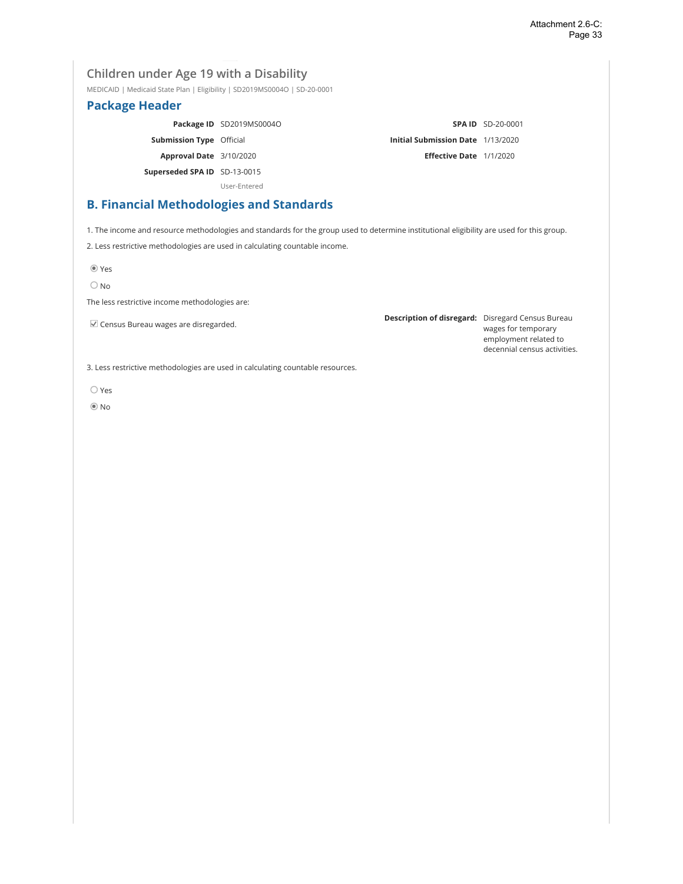## Children under Age 19 with a Disability

MEDICAID | Medicaid State Plan | Eligibility | SD2019MS0004O | SD-20-0001

### Package Header

| | | | |
|---|---|---|---|
| **Package ID** | SD2019MS0004O | **SPA ID** | SD-20-0001 |
| **Submission Type** | Official | **Initial Submission Date** | 1/13/2020 |
| **Approval Date** | 3/10/2020 | **Effective Date** | 1/1/2020 |
| **Superseded SPA ID** | SD-13-0015 | | |
| | User-Entered | | |

### B. Financial Methodologies and Standards

1. The income and resource methodologies and standards for the group used to determine institutional eligibility are used for this group.

2. Less restrictive methodologies are used in calculating countable income.

◉ Yes

○ No

The less restrictive income methodologies are:

☑ Census Bureau wages are disregarded.

**Description of disregard:** Disregard Census Bureau wages for temporary employment related to decennial census activities.

3. Less restrictive methodologies are used in calculating countable resources.

○ Yes

◉ No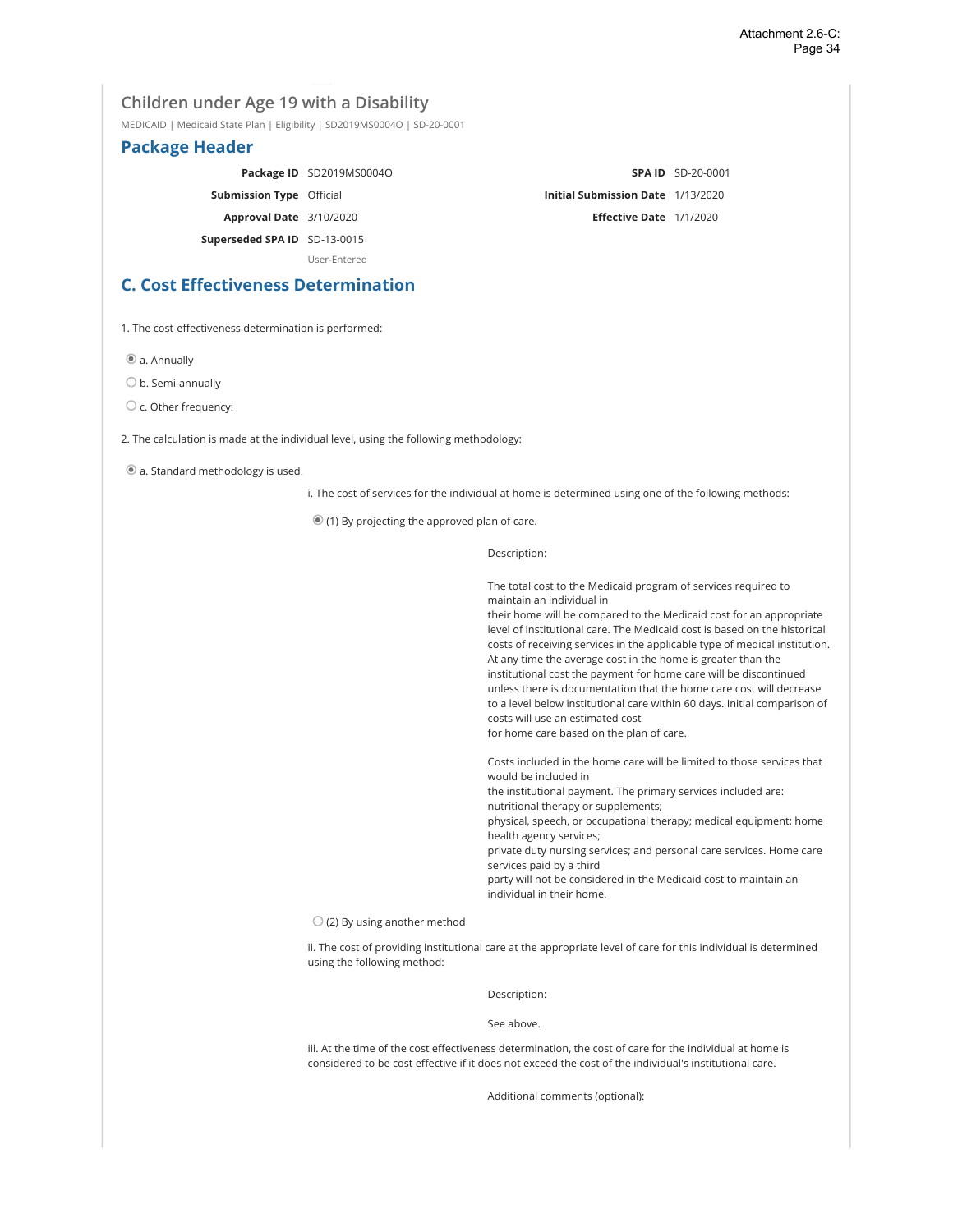## Children under Age 19 with a Disability

MEDICAID | Medicaid State Plan | Eligibility | SD2019MS0004O | SD-20-0001

### Package Header

| | | | |
|---|---|---|---|
| **Package ID** | SD2019MS0004O | **SPA ID** | SD-20-0001 |
| **Submission Type** | Official | **Initial Submission Date** | 1/13/2020 |
| **Approval Date** | 3/10/2020 | **Effective Date** | 1/1/2020 |
| **Superseded SPA ID** | SD-13-0015 | | |
| | User-Entered | | |

### C. Cost Effectiveness Determination

1. The cost-effectiveness determination is performed:

- ◉ a. Annually
- ○ b. Semi-annually
- ○ c. Other frequency:

2. The calculation is made at the individual level, using the following methodology:

◉ a. Standard methodology is used.

i. The cost of services for the individual at home is determined using one of the following methods:

◉ (1) By projecting the approved plan of care.

Description:

The total cost to the Medicaid program of services required to maintain an individual in
their home will be compared to the Medicaid cost for an appropriate level of institutional care. The Medicaid cost is based on the historical costs of receiving services in the applicable type of medical institution. At any time the average cost in the home is greater than the institutional cost the payment for home care will be discontinued unless there is documentation that the home care cost will decrease to a level below institutional care within 60 days. Initial comparison of costs will use an estimated cost
for home care based on the plan of care.

Costs included in the home care will be limited to those services that would be included in
the institutional payment. The primary services included are: nutritional therapy or supplements;
physical, speech, or occupational therapy; medical equipment; home health agency services;
private duty nursing services; and personal care services. Home care services paid by a third
party will not be considered in the Medicaid cost to maintain an individual in their home.

○ (2) By using another method

ii. The cost of providing institutional care at the appropriate level of care for this individual is determined using the following method:

Description:

See above.

iii. At the time of the cost effectiveness determination, the cost of care for the individual at home is considered to be cost effective if it does not exceed the cost of the individual's institutional care.

Additional comments (optional):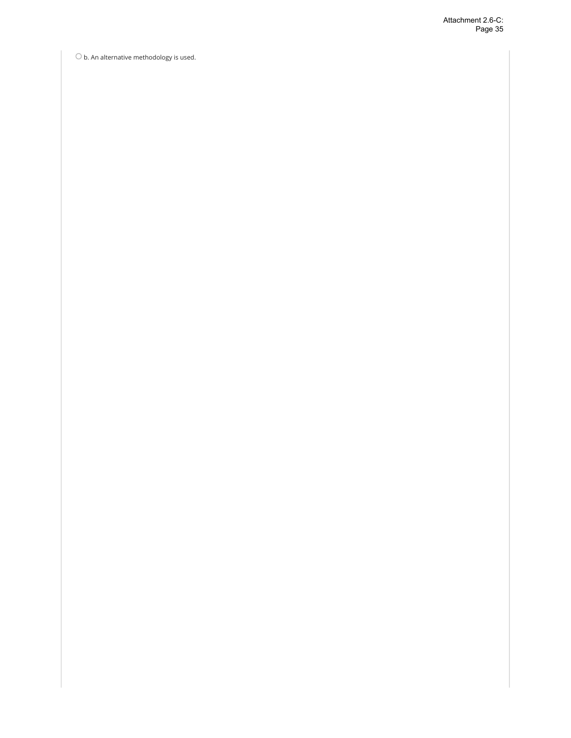○ b. An alternative methodology is used.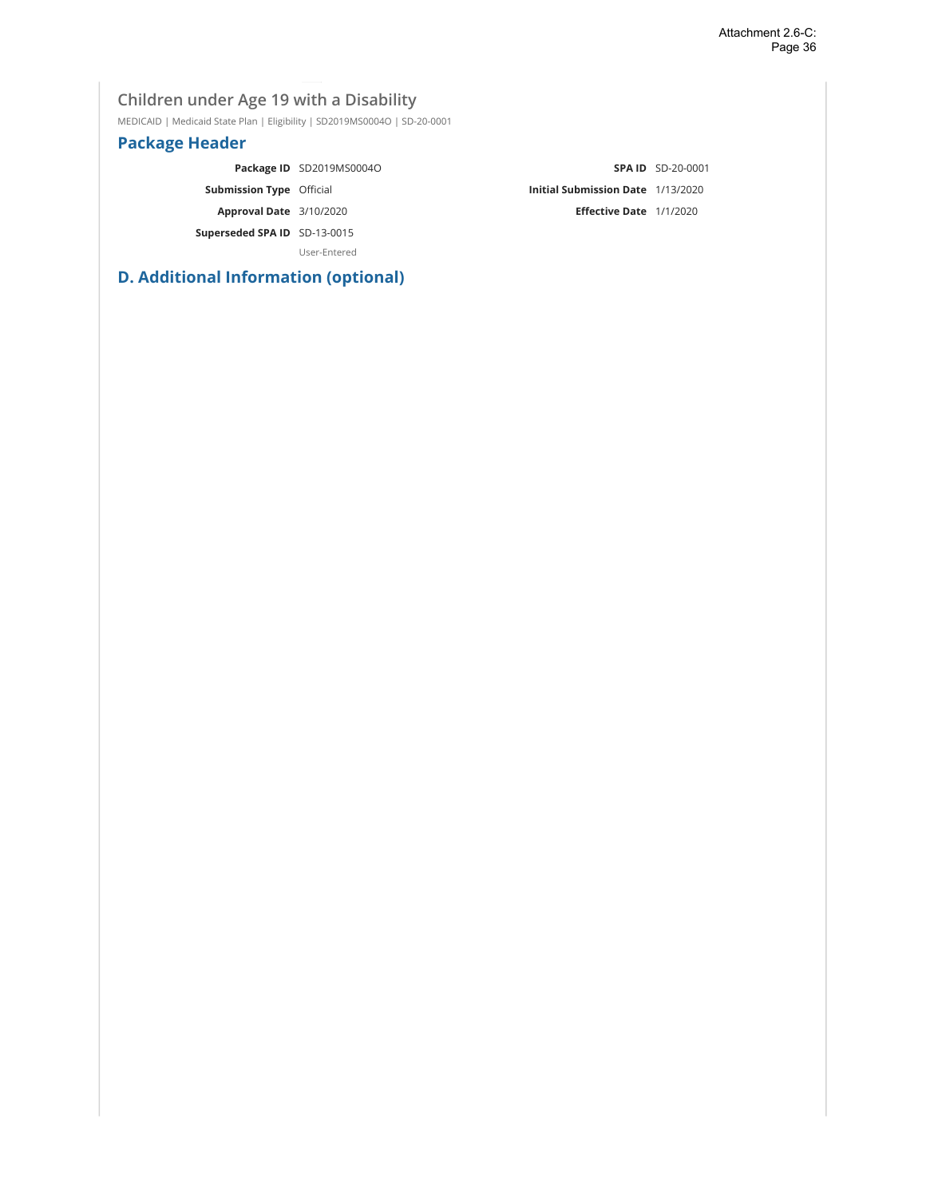## Children under Age 19 with a Disability

MEDICAID | Medicaid State Plan | Eligibility | SD2019MS0004O | SD-20-0001

### Package Header

| | | | |
|---|---|---|---|
| **Package ID** | SD2019MS0004O | **SPA ID** | SD-20-0001 |
| **Submission Type** | Official | **Initial Submission Date** | 1/13/2020 |
| **Approval Date** | 3/10/2020 | **Effective Date** | 1/1/2020 |
| **Superseded SPA ID** | SD-13-0015 | | |
| | User-Entered | | |

### D. Additional Information (optional)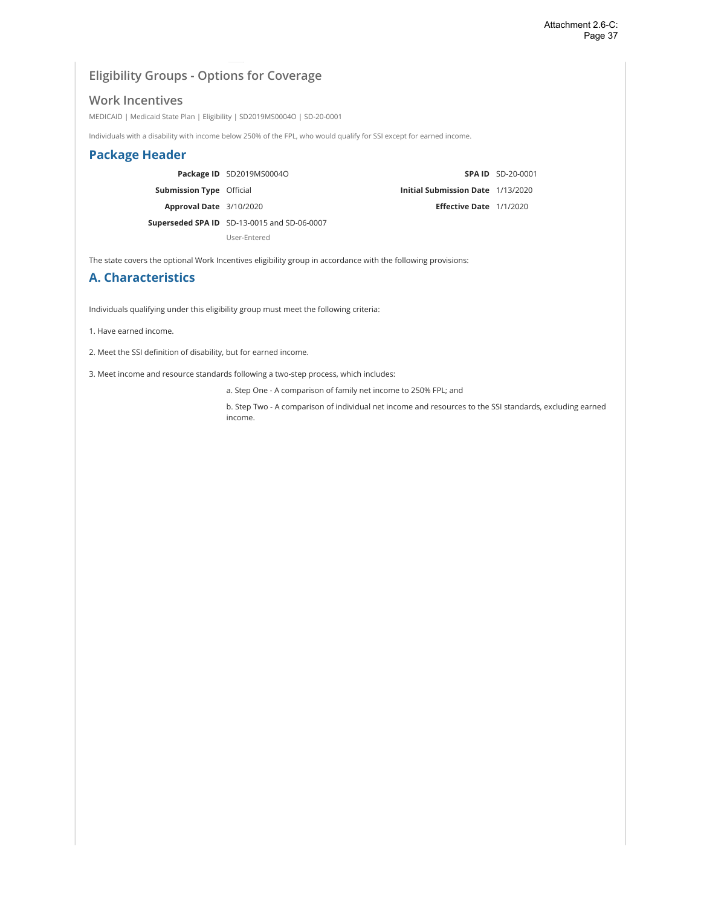## Eligibility Groups - Options for Coverage

### Work Incentives

MEDICAID | Medicaid State Plan | Eligibility | SD2019MS0004O | SD-20-0001

Individuals with a disability with income below 250% of the FPL, who would qualify for SSI except for earned income.

## Package Header

| | | | |
|---|---|---|---|
| **Package ID** | SD2019MS0004O | **SPA ID** | SD-20-0001 |
| **Submission Type** | Official | **Initial Submission Date** | 1/13/2020 |
| **Approval Date** | 3/10/2020 | **Effective Date** | 1/1/2020 |
| **Superseded SPA ID** | SD-13-0015 and SD-06-0007<br>User-Entered | | |

The state covers the optional Work Incentives eligibility group in accordance with the following provisions:

## A. Characteristics

Individuals qualifying under this eligibility group must meet the following criteria:

1. Have earned income.

2. Meet the SSI definition of disability, but for earned income.

3. Meet income and resource standards following a two-step process, which includes:

   a. Step One - A comparison of family net income to 250% FPL; and

   b. Step Two - A comparison of individual net income and resources to the SSI standards, excluding earned income.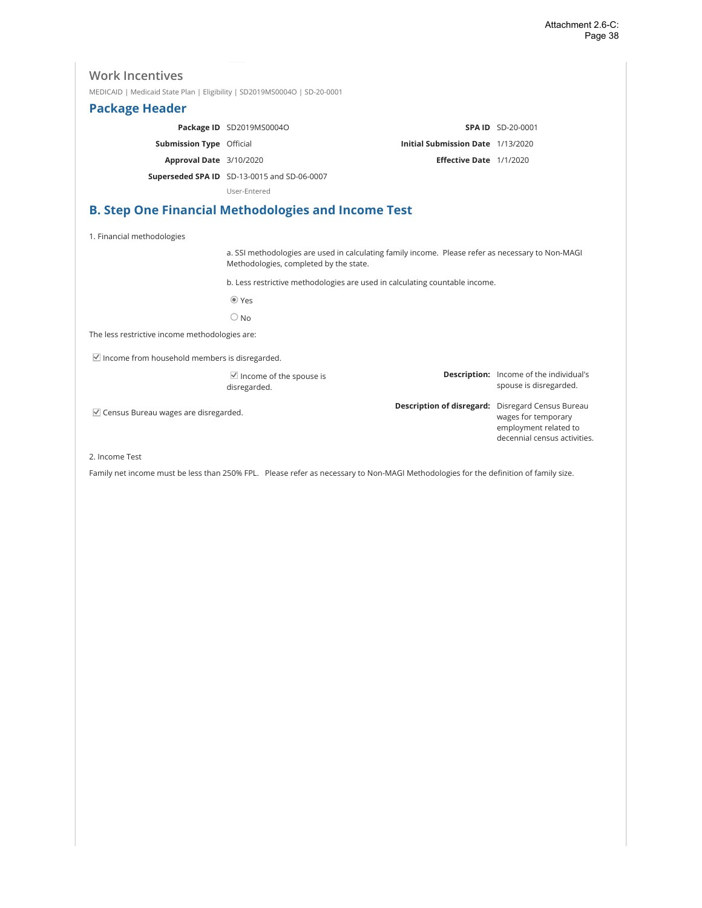## Work Incentives

MEDICAID | Medicaid State Plan | Eligibility | SD2019MS0004O | SD-20-0001

### Package Header

| | | | |
|---|---|---|---|
| **Package ID** | SD2019MS0004O | **SPA ID** | SD-20-0001 |
| **Submission Type** | Official | **Initial Submission Date** | 1/13/2020 |
| **Approval Date** | 3/10/2020 | **Effective Date** | 1/1/2020 |
| **Superseded SPA ID** | SD-13-0015 and SD-06-0007 | | |
| | User-Entered | | |

### B. Step One Financial Methodologies and Income Test

1. Financial methodologies

a. SSI methodologies are used in calculating family income. Please refer as necessary to Non-MAGI Methodologies, completed by the state.

b. Less restrictive methodologies are used in calculating countable income.

- [x] Yes
- [ ] No

The less restrictive income methodologies are:

- [x] Income from household members is disregarded.
  - [x] Income of the spouse is disregarded. **Description:** Income of the individual's spouse is disregarded.
- [x] Census Bureau wages are disregarded. **Description of disregard:** Disregard Census Bureau wages for temporary employment related to decennial census activities.

2. Income Test

Family net income must be less than 250% FPL. Please refer as necessary to Non-MAGI Methodologies for the definition of family size.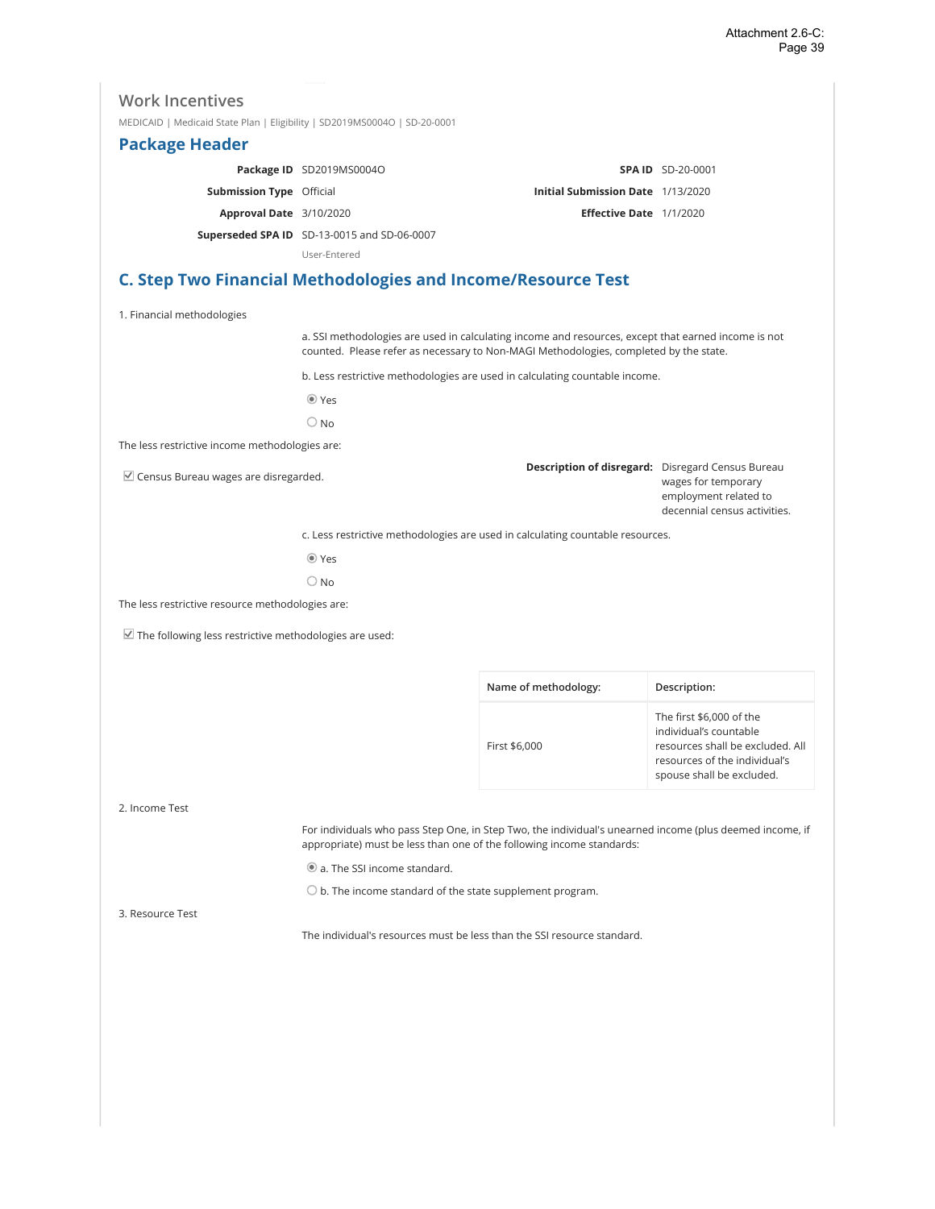# Work Incentives

MEDICAID | Medicaid State Plan | Eligibility | SD2019MS0004O | SD-20-0001

## Package Header

| | | | |
|---|---|---|---|
| **Package ID** | SD2019MS0004O | **SPA ID** | SD-20-0001 |
| **Submission Type** | Official | **Initial Submission Date** | 1/13/2020 |
| **Approval Date** | 3/10/2020 | **Effective Date** | 1/1/2020 |
| **Superseded SPA ID** | SD-13-0015 and SD-06-0007 | | |
| | User-Entered | | |

## C. Step Two Financial Methodologies and Income/Resource Test

1. Financial methodologies

a. SSI methodologies are used in calculating income and resources, except that earned income is not counted. Please refer as necessary to Non-MAGI Methodologies, completed by the state.

b. Less restrictive methodologies are used in calculating countable income.

◉ Yes

○ No

The less restrictive income methodologies are:

☑ Census Bureau wages are disregarded.

**Description of disregard:** Disregard Census Bureau wages for temporary employment related to decennial census activities.

c. Less restrictive methodologies are used in calculating countable resources.

◉ Yes

○ No

The less restrictive resource methodologies are:

☑ The following less restrictive methodologies are used:

| Name of methodology: | Description: |
|---|---|
| First $6,000 | The first $6,000 of the individual's countable resources shall be excluded. All resources of the individual's spouse shall be excluded. |

2. Income Test

For individuals who pass Step One, in Step Two, the individual's unearned income (plus deemed income, if appropriate) must be less than one of the following income standards:

◉ a. The SSI income standard.

○ b. The income standard of the state supplement program.

3. Resource Test

The individual's resources must be less than the SSI resource standard.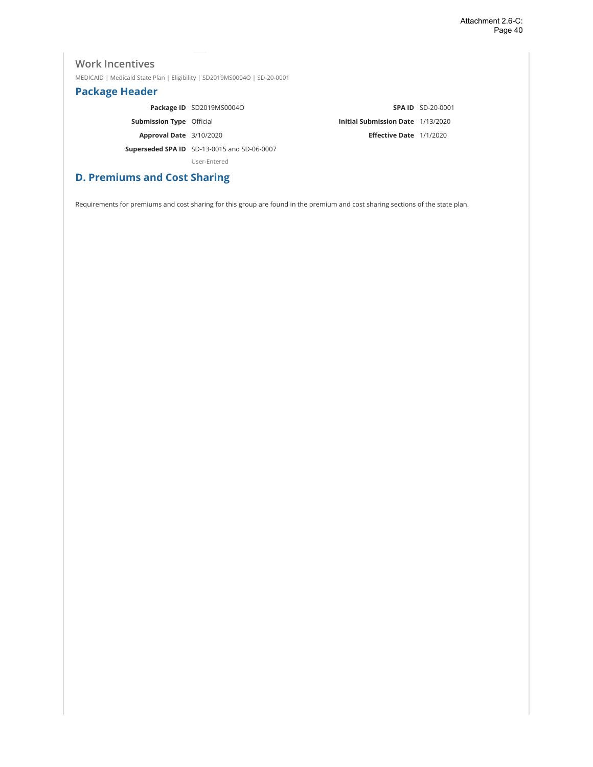## Work Incentives

MEDICAID | Medicaid State Plan | Eligibility | SD2019MS0004O | SD-20-0001

### Package Header

| | | | |
|---|---|---|---|
| **Package ID** | SD2019MS0004O | **SPA ID** | SD-20-0001 |
| **Submission Type** | Official | **Initial Submission Date** | 1/13/2020 |
| **Approval Date** | 3/10/2020 | **Effective Date** | 1/1/2020 |
| **Superseded SPA ID** | SD-13-0015 and SD-06-0007<br>User-Entered | | |

### D. Premiums and Cost Sharing

Requirements for premiums and cost sharing for this group are found in the premium and cost sharing sections of the state plan.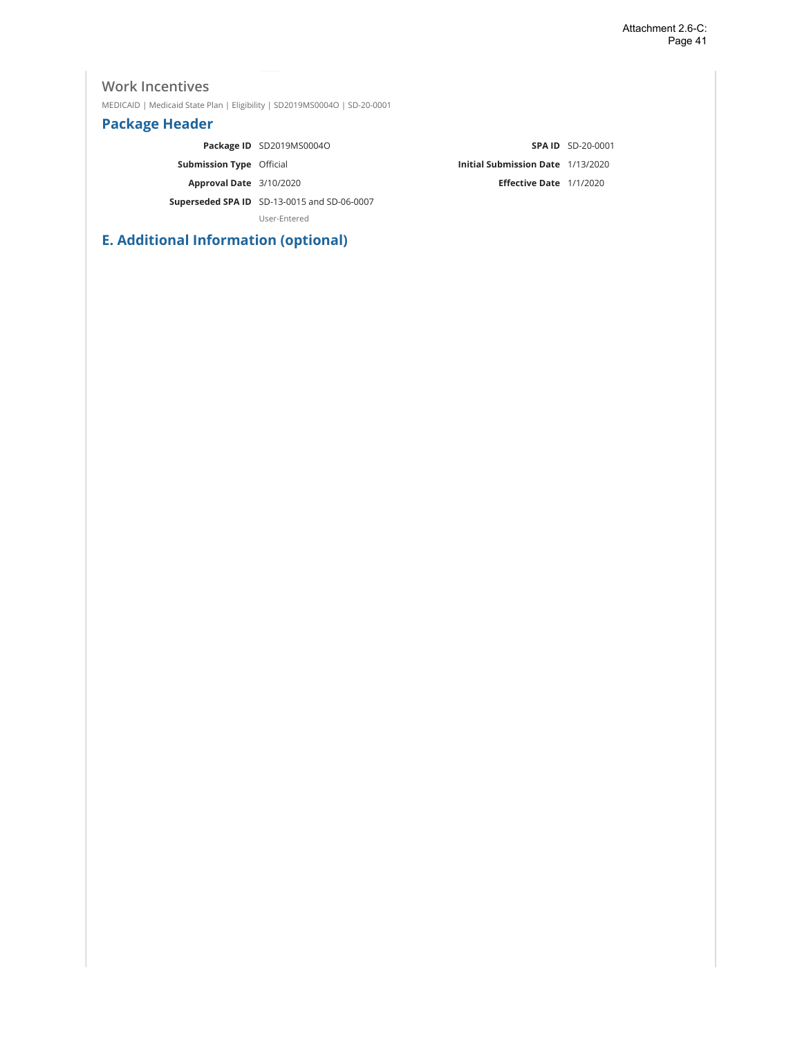## Work Incentives

MEDICAID | Medicaid State Plan | Eligibility | SD2019MS0004O | SD-20-0001

### Package Header

| | | | |
|---|---|---|---|
| **Package ID** | SD2019MS0004O | **SPA ID** | SD-20-0001 |
| **Submission Type** | Official | **Initial Submission Date** | 1/13/2020 |
| **Approval Date** | 3/10/2020 | **Effective Date** | 1/1/2020 |
| **Superseded SPA ID** | SD-13-0015 and SD-06-0007 | | |
| | User-Entered | | |

### E. Additional Information (optional)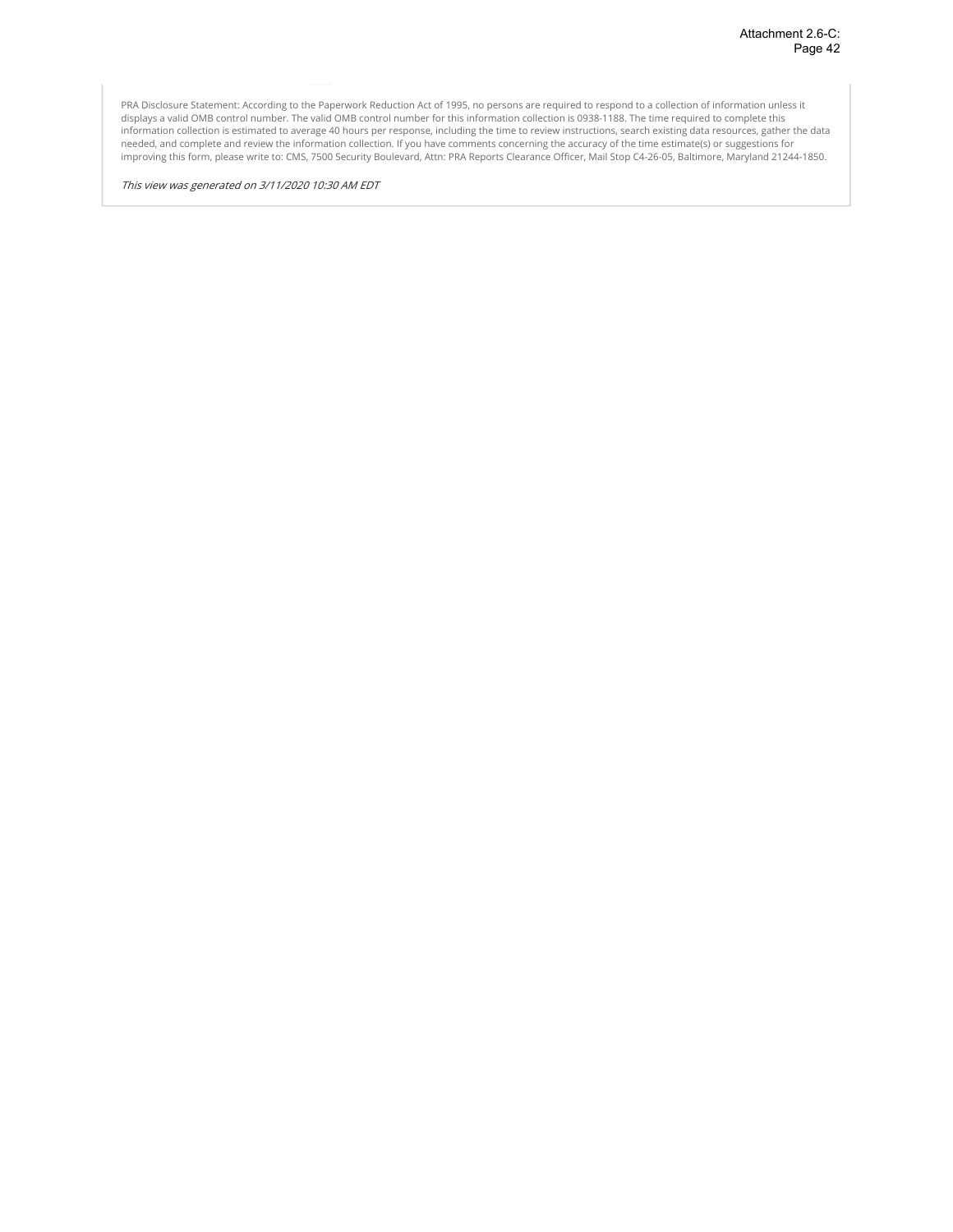PRA Disclosure Statement: According to the Paperwork Reduction Act of 1995, no persons are required to respond to a collection of information unless it displays a valid OMB control number. The valid OMB control number for this information collection is 0938-1188. The time required to complete this information collection is estimated to average 40 hours per response, including the time to review instructions, search existing data resources, gather the data needed, and complete and review the information collection. If you have comments concerning the accuracy of the time estimate(s) or suggestions for improving this form, please write to: CMS, 7500 Security Boulevard, Attn: PRA Reports Clearance Officer, Mail Stop C4-26-05, Baltimore, Maryland 21244-1850.

*This view was generated on 3/11/2020 10:30 AM EDT*